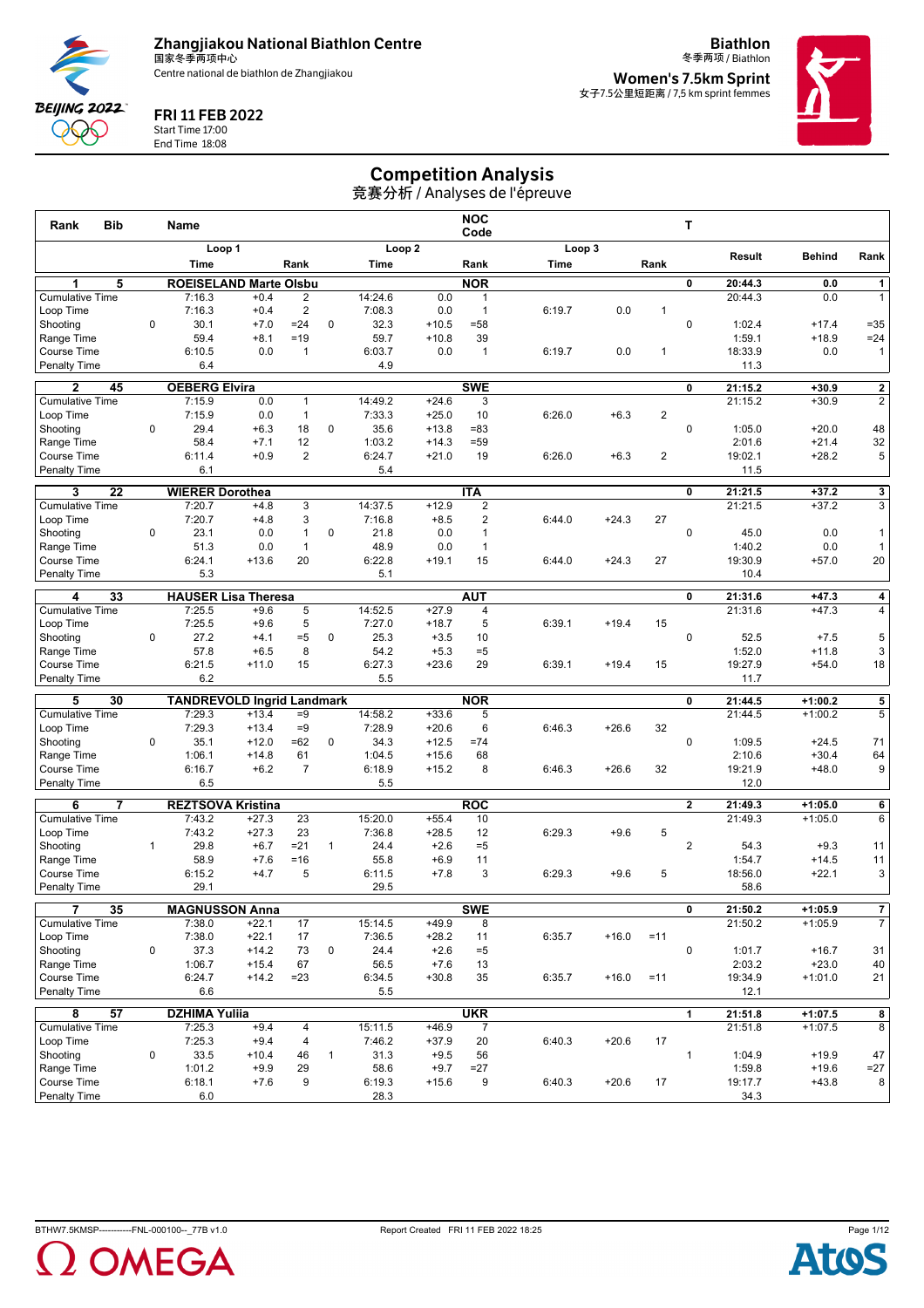**Zhangjiakou National Biathlon Centre**
国家冬季两项中心
Centre national de biathlon de Zhangjiakou

**Biathlon**
冬季两项 / Biathlon

**Women's 7.5km Sprint**
女子7.5公里短距离 / 7,5 km sprint femmes

**FRI 11 FEB 2022**
Start Time 17:00
End Time 18:08

# Competition Analysis
竞赛分析 / Analyses de l'épreuve

| Rank | Bib | | Name | | | | Loop 1 | | | NOC Code | | | | | T | Result | Behind | Rank |
|---|---|---|---|---|---|---|---|---|---|---|---|---|---|---|---|---|---|---|
| | | | Loop 1 Time | | Rank | | Loop 2 Time | | Rank | Loop 3 Time | | Rank | | | | | | |
| **1** | **5** | | **ROEISELAND Marte Olsbu** | | | | | | **NOR** | | | | | **0** | | **20:44.3** | **0.0** | **1** |
| Cumulative Time | | | 7:16.3 | +0.4 | 2 | | 14:24.6 | 0.0 | 1 | | | | | | | 20:44.3 | 0.0 | 1 |
| Loop Time | | | 7:16.3 | +0.4 | 2 | | 7:08.3 | 0.0 | 1 | 6:19.7 | 0.0 | 1 | | | | | | |
| Shooting | | 0 | 30.1 | +7.0 | =24 | 0 | 32.3 | +10.5 | =58 | | | | | 0 | | 1:02.4 | +17.4 | =35 |
| Range Time | | | 59.4 | +8.1 | =19 | | 59.7 | +10.8 | 39 | | | | | | | 1:59.1 | +18.9 | =24 |
| Course Time | | | 6:10.5 | 0.0 | 1 | | 6:03.7 | 0.0 | 1 | 6:19.7 | 0.0 | 1 | | | | 18:33.9 | 0.0 | 1 |
| Penalty Time | | | 6.4 | | | | 4.9 | | | | | | | | | 11.3 | | |
| **2** | **45** | | **OEBERG Elvira** | | | | | | **SWE** | | | | | **0** | | **21:15.2** | **+30.9** | **2** |
| Cumulative Time | | | 7:15.9 | 0.0 | 1 | | 14:49.2 | +24.6 | 3 | | | | | | | 21:15.2 | +30.9 | 2 |
| Loop Time | | | 7:15.9 | 0.0 | 1 | | 7:33.3 | +25.0 | 10 | 6:26.0 | +6.3 | 2 | | | | | | |
| Shooting | | 0 | 29.4 | +6.3 | 18 | 0 | 35.6 | +13.8 | =83 | | | | | 0 | | 1:05.0 | +20.0 | 48 |
| Range Time | | | 58.4 | +7.1 | 12 | | 1:03.2 | +14.3 | =59 | | | | | | | 2:01.6 | +21.4 | 32 |
| Course Time | | | 6:11.4 | +0.9 | 2 | | 6:24.7 | +21.0 | 19 | 6:26.0 | +6.3 | 2 | | | | 19:02.1 | +28.2 | 5 |
| Penalty Time | | | 6.1 | | | | 5.4 | | | | | | | | | 11.5 | | |
| **3** | **22** | | **WIERER Dorothea** | | | | | | **ITA** | | | | | **0** | | **21:21.5** | **+37.2** | **3** |
| Cumulative Time | | | 7:20.7 | +4.8 | 3 | | 14:37.5 | +12.9 | 2 | | | | | | | 21:21.5 | +37.2 | 3 |
| Loop Time | | | 7:20.7 | +4.8 | 3 | | 7:16.8 | +8.5 | 2 | 6:44.0 | +24.3 | 27 | | | | | | |
| Shooting | | 0 | 23.1 | 0.0 | 1 | 0 | 21.8 | 0.0 | 1 | | | | | 0 | | 45.0 | 0.0 | 1 |
| Range Time | | | 51.3 | 0.0 | 1 | | 48.9 | 0.0 | 1 | | | | | | | 1:40.2 | 0.0 | 1 |
| Course Time | | | 6:24.1 | +13.6 | 20 | | 6:22.8 | +19.1 | 15 | 6:44.0 | +24.3 | 27 | | | | 19:30.9 | +57.0 | 20 |
| Penalty Time | | | 5.3 | | | | 5.1 | | | | | | | | | 10.4 | | |
| **4** | **33** | | **HAUSER Lisa Theresa** | | | | | | **AUT** | | | | | **0** | | **21:31.6** | **+47.3** | **4** |
| Cumulative Time | | | 7:25.5 | +9.6 | 5 | | 14:52.5 | +27.9 | 4 | | | | | | | 21:31.6 | +47.3 | 4 |
| Loop Time | | | 7:25.5 | +9.6 | 5 | | 7:27.0 | +18.7 | 5 | 6:39.1 | +19.4 | 15 | | | | | | |
| Shooting | | 0 | 27.2 | +4.1 | =5 | 0 | 25.3 | +3.5 | 10 | | | | | 0 | | 52.5 | +7.5 | 5 |
| Range Time | | | 57.8 | +6.5 | 8 | | 54.2 | +5.3 | =5 | | | | | | | 1:52.0 | +11.8 | 3 |
| Course Time | | | 6:21.5 | +11.0 | 15 | | 6:27.3 | +23.6 | 29 | 6:39.1 | +19.4 | 15 | | | | 19:27.9 | +54.0 | 18 |
| Penalty Time | | | 6.2 | | | | 5.5 | | | | | | | | | 11.7 | | |
| **5** | **30** | | **TANDREVOLD Ingrid Landmark** | | | | | | **NOR** | | | | | **0** | | **21:44.5** | **+1:00.2** | **5** |
| Cumulative Time | | | 7:29.3 | +13.4 | =9 | | 14:58.2 | +33.6 | 5 | | | | | | | 21:44.5 | +1:00.2 | 5 |
| Loop Time | | | 7:29.3 | +13.4 | =9 | | 7:28.9 | +20.6 | 6 | 6:46.3 | +26.6 | 32 | | | | | | |
| Shooting | | 0 | 35.1 | +12.0 | =62 | 0 | 34.3 | +12.5 | =74 | | | | | 0 | | 1:09.5 | +24.5 | 71 |
| Range Time | | | 1:06.1 | +14.8 | 61 | | 1:04.5 | +15.6 | 68 | | | | | | | 2:10.6 | +30.4 | 64 |
| Course Time | | | 6:16.7 | +6.2 | 7 | | 6:18.9 | +15.2 | 8 | 6:46.3 | +26.6 | 32 | | | | 19:21.9 | +48.0 | 9 |
| Penalty Time | | | 6.5 | | | | 5.5 | | | | | | | | | 12.0 | | |
| **6** | **7** | | **REZTSOVA Kristina** | | | | | | **ROC** | | | | | **2** | | **21:49.3** | **+1:05.0** | **6** |
| Cumulative Time | | | 7:43.2 | +27.3 | 23 | | 15:20.0 | +55.4 | 10 | | | | | | | 21:49.3 | +1:05.0 | 6 |
| Loop Time | | | 7:43.2 | +27.3 | 23 | | 7:36.8 | +28.5 | 12 | 6:29.3 | +9.6 | 5 | | | | | | |
| Shooting | | 1 | 29.8 | +6.7 | =21 | 1 | 24.4 | +2.6 | =5 | | | | | 2 | | 54.3 | +9.3 | 11 |
| Range Time | | | 58.9 | +7.6 | =16 | | 55.8 | +6.9 | 11 | | | | | | | 1:54.7 | +14.5 | 11 |
| Course Time | | | 6:15.2 | +4.7 | 5 | | 6:11.5 | +7.8 | 3 | 6:29.3 | +9.6 | 5 | | | | 18:56.0 | +22.1 | 3 |
| Penalty Time | | | 29.1 | | | | 29.5 | | | | | | | | | 58.6 | | |
| **7** | **35** | | **MAGNUSSON Anna** | | | | | | **SWE** | | | | | **0** | | **21:50.2** | **+1:05.9** | **7** |
| Cumulative Time | | | 7:38.0 | +22.1 | 17 | | 15:14.5 | +49.9 | 8 | | | | | | | 21:50.2 | +1:05.9 | 7 |
| Loop Time | | | 7:38.0 | +22.1 | 17 | | 7:36.5 | +28.2 | 11 | 6:35.7 | +16.0 | =11 | | | | | | |
| Shooting | | 0 | 37.3 | +14.2 | 73 | 0 | 24.4 | +2.6 | =5 | | | | | 0 | | 1:01.7 | +16.7 | 31 |
| Range Time | | | 1:06.7 | +15.4 | 67 | | 56.5 | +7.6 | 13 | | | | | | | 2:03.2 | +23.0 | 40 |
| Course Time | | | 6:24.7 | +14.2 | =23 | | 6:34.5 | +30.8 | 35 | 6:35.7 | +16.0 | =11 | | | | 19:34.9 | +1:01.0 | 21 |
| Penalty Time | | | 6.6 | | | | 5.5 | | | | | | | | | 12.1 | | |
| **8** | **57** | | **DZHIMA Yuliia** | | | | | | **UKR** | | | | | **1** | | **21:51.8** | **+1:07.5** | **8** |
| Cumulative Time | | | 7:25.3 | +9.4 | 4 | | 15:11.5 | +46.9 | 7 | | | | | | | 21:51.8 | +1:07.5 | 8 |
| Loop Time | | | 7:25.3 | +9.4 | 4 | | 7:46.2 | +37.9 | 20 | 6:40.3 | +20.6 | 17 | | | | | | |
| Shooting | | 0 | 33.5 | +10.4 | 46 | 1 | 31.3 | +9.5 | 56 | | | | | 1 | | 1:04.9 | +19.9 | 47 |
| Range Time | | | 1:01.2 | +9.9 | 29 | | 58.6 | +9.7 | =27 | | | | | | | 1:59.8 | +19.6 | =27 |
| Course Time | | | 6:18.1 | +7.6 | 9 | | 6:19.3 | +15.6 | 9 | 6:40.3 | +20.6 | 17 | | | | 19:17.7 | +43.8 | 8 |
| Penalty Time | | | 6.0 | | | | 28.3 | | | | | | | | | 34.3 | | |

BTHW7.5KMSP-----------FNL-000100--_77B v1.0 Report Created FRI 11 FEB 2022 18:25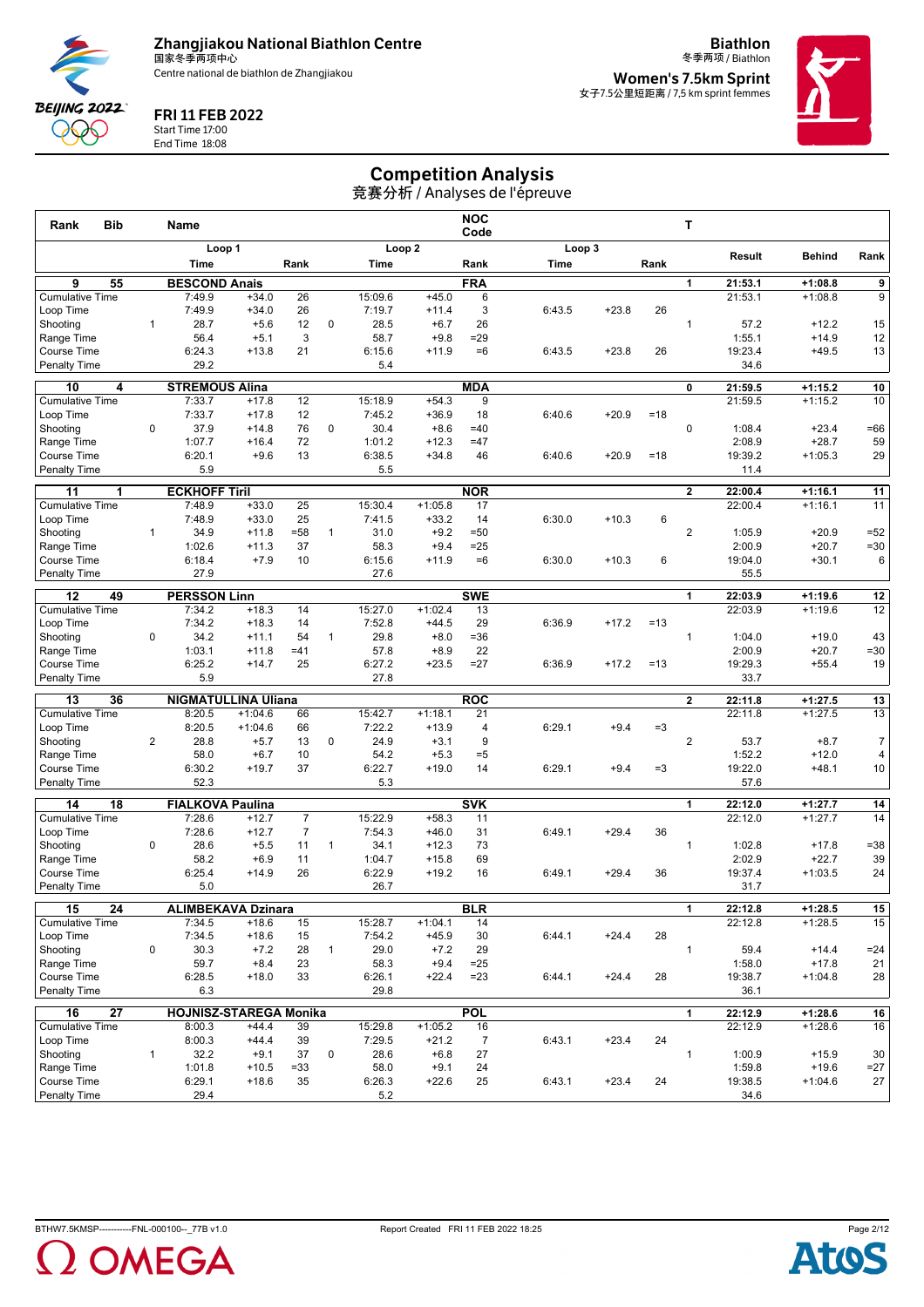Zhangjiakou National Biathlon Centre
国家冬季两项中心
Centre national de biathlon de Zhangjiakou

**Biathlon**
冬季两项 / Biathlon

**Women's 7.5km Sprint**
女子7.5公里短距离 / 7,5 km sprint femmes

**FRI 11 FEB 2022**
Start Time 17:00
End Time 18:08

# Competition Analysis
竞赛分析 / Analyses de l'épreuve

| Rank | Bib | Name | | | | | | NOC Code | | | | T | | | |
|---|---|---|---|---|---|---|---|---|---|---|---|---|---|---|---|
| | | Loop 1 | | | | Loop 2 | | | Loop 3 | | | | Result | Behind | Rank |
| | | Time | | Rank | | Time | | Rank | Time | | Rank | | | | |
| **9** | **55** | **BESCOND Anais** | | | | | | **FRA** | | | | **1** | **21:53.1** | **+1:08.8** | **9** |
| Cumulative Time | | 7:49.9 | +34.0 | 26 | | 15:09.6 | +45.0 | 6 | | | | | 21:53.1 | +1:08.8 | 9 |
| Loop Time | | 7:49.9 | +34.0 | 26 | | 7:19.7 | +11.4 | 3 | 6:43.5 | +23.8 | 26 | | | | |
| Shooting | 1 | 28.7 | +5.6 | 12 | 0 | 28.5 | +6.7 | 26 | | | | 1 | 57.2 | +12.2 | 15 |
| Range Time | | 56.4 | +5.1 | 3 | | 58.7 | +9.8 | =29 | | | | | 1:55.1 | +14.9 | 12 |
| Course Time | | 6:24.3 | +13.8 | 21 | | 6:15.6 | +11.9 | =6 | 6:43.5 | +23.8 | 26 | | 19:23.4 | +49.5 | 13 |
| Penalty Time | | 29.2 | | | | 5.4 | | | | | | | 34.6 | | |
| **10** | **4** | **STREMOUS Alina** | | | | | | **MDA** | | | | **0** | **21:59.5** | **+1:15.2** | **10** |
| Cumulative Time | | 7:33.7 | +17.8 | 12 | | 15:18.9 | +54.3 | 9 | | | | | 21:59.5 | +1:15.2 | 10 |
| Loop Time | | 7:33.7 | +17.8 | 12 | | 7:45.2 | +36.9 | 18 | 6:40.6 | +20.9 | =18 | | | | |
| Shooting | 0 | 37.9 | +14.8 | 76 | 0 | 30.4 | +8.6 | =40 | | | | 0 | 1:08.4 | +23.4 | =66 |
| Range Time | | 1:07.7 | +16.4 | 72 | | 1:01.2 | +12.3 | =47 | | | | | 2:08.9 | +28.7 | 59 |
| Course Time | | 6:20.1 | +9.6 | 13 | | 6:38.5 | +34.8 | 46 | 6:40.6 | +20.9 | =18 | | 19:39.2 | +1:05.3 | 29 |
| Penalty Time | | 5.9 | | | | 5.5 | | | | | | | 11.4 | | |
| **11** | **1** | **ECKHOFF Tiril** | | | | | | **NOR** | | | | **2** | **22:00.4** | **+1:16.1** | **11** |
| Cumulative Time | | 7:48.9 | +33.0 | 25 | | 15:30.4 | +1:05.8 | 17 | | | | | 22:00.4 | +1:16.1 | 11 |
| Loop Time | | 7:48.9 | +33.0 | 25 | | 7:41.5 | +33.2 | 14 | 6:30.0 | +10.3 | 6 | | | | |
| Shooting | 1 | 34.9 | +11.8 | =58 | 1 | 31.0 | +9.2 | =50 | | | | 2 | 1:05.9 | +20.9 | =52 |
| Range Time | | 1:02.6 | +11.3 | 37 | | 58.3 | +9.4 | =25 | | | | | 2:00.9 | +20.7 | =30 |
| Course Time | | 6:18.4 | +7.9 | 10 | | 6:15.6 | +11.9 | =6 | 6:30.0 | +10.3 | 6 | | 19:04.0 | +30.1 | 6 |
| Penalty Time | | 27.9 | | | | 27.6 | | | | | | | 55.5 | | |
| **12** | **49** | **PERSSON Linn** | | | | | | **SWE** | | | | **1** | **22:03.9** | **+1:19.6** | **12** |
| Cumulative Time | | 7:34.2 | +18.3 | 14 | | 15:27.0 | +1:02.4 | 13 | | | | | 22:03.9 | +1:19.6 | 12 |
| Loop Time | | 7:34.2 | +18.3 | 14 | | 7:52.8 | +44.5 | 29 | 6:36.9 | +17.2 | =13 | | | | |
| Shooting | 0 | 34.2 | +11.1 | 54 | 1 | 29.8 | +8.0 | =36 | | | | 1 | 1:04.0 | +19.0 | 43 |
| Range Time | | 1:03.1 | +11.8 | =41 | | 57.8 | +8.9 | 22 | | | | | 2:00.9 | +20.7 | =30 |
| Course Time | | 6:25.2 | +14.7 | 25 | | 6:27.2 | +23.5 | =27 | 6:36.9 | +17.2 | =13 | | 19:29.3 | +55.4 | 19 |
| Penalty Time | | 5.9 | | | | 27.8 | | | | | | | 33.7 | | |
| **13** | **36** | **NIGMATULLINA Uliana** | | | | | | **ROC** | | | | **2** | **22:11.8** | **+1:27.5** | **13** |
| Cumulative Time | | 8:20.5 | +1:04.6 | 66 | | 15:42.7 | +1:18.1 | 21 | | | | | 22:11.8 | +1:27.5 | 13 |
| Loop Time | | 8:20.5 | +1:04.6 | 66 | | 7:22.2 | +13.9 | 4 | 6:29.1 | +9.4 | =3 | | | | |
| Shooting | 2 | 28.8 | +5.7 | 13 | 0 | 24.9 | +3.1 | 9 | | | | 2 | 53.7 | +8.7 | 7 |
| Range Time | | 58.0 | +6.7 | 10 | | 54.2 | +5.3 | =5 | | | | | 1:52.2 | +12.0 | 4 |
| Course Time | | 6:30.2 | +19.7 | 37 | | 6:22.7 | +19.0 | 14 | 6:29.1 | +9.4 | =3 | | 19:22.0 | +48.1 | 10 |
| Penalty Time | | 52.3 | | | | 5.3 | | | | | | | 57.6 | | |
| **14** | **18** | **FIALKOVA Paulina** | | | | | | **SVK** | | | | **1** | **22:12.0** | **+1:27.7** | **14** |
| Cumulative Time | | 7:28.6 | +12.7 | 7 | | 15:22.9 | +58.3 | 11 | | | | | 22:12.0 | +1:27.7 | 14 |
| Loop Time | | 7:28.6 | +12.7 | 7 | | 7:54.3 | +46.0 | 31 | 6:49.1 | +29.4 | 36 | | | | |
| Shooting | 0 | 28.6 | +5.5 | 11 | 1 | 34.1 | +12.3 | 73 | | | | 1 | 1:02.8 | +17.8 | =38 |
| Range Time | | 58.2 | +6.9 | 11 | | 1:04.7 | +15.8 | 69 | | | | | 2:02.9 | +22.7 | 39 |
| Course Time | | 6:25.4 | +14.9 | 26 | | 6:22.9 | +19.2 | 16 | 6:49.1 | +29.4 | 36 | | 19:37.4 | +1:03.5 | 24 |
| Penalty Time | | 5.0 | | | | 26.7 | | | | | | | 31.7 | | |
| **15** | **24** | **ALIMBEKAVA Dzinara** | | | | | | **BLR** | | | | **1** | **22:12.8** | **+1:28.5** | **15** |
| Cumulative Time | | 7:34.5 | +18.6 | 15 | | 15:28.7 | +1:04.1 | 14 | | | | | 22:12.8 | +1:28.5 | 15 |
| Loop Time | | 7:34.5 | +18.6 | 15 | | 7:54.2 | +45.9 | 30 | 6:44.1 | +24.4 | 28 | | | | |
| Shooting | 0 | 30.3 | +7.2 | 28 | 1 | 29.0 | +7.2 | 29 | | | | 1 | 59.4 | +14.4 | =24 |
| Range Time | | 59.7 | +8.4 | 23 | | 58.3 | +9.4 | =25 | | | | | 1:58.0 | +17.8 | 21 |
| Course Time | | 6:28.5 | +18.0 | 33 | | 6:26.1 | +22.4 | =23 | 6:44.1 | +24.4 | 28 | | 19:38.7 | +1:04.8 | 28 |
| Penalty Time | | 6.3 | | | | 29.8 | | | | | | | 36.1 | | |
| **16** | **27** | **HOJNISZ-STAREGA Monika** | | | | | | **POL** | | | | **1** | **22:12.9** | **+1:28.6** | **16** |
| Cumulative Time | | 8:00.3 | +44.4 | 39 | | 15:29.8 | +1:05.2 | 16 | | | | | 22:12.9 | +1:28.6 | 16 |
| Loop Time | | 8:00.3 | +44.4 | 39 | | 7:29.5 | +21.2 | 7 | 6:43.1 | +23.4 | 24 | | | | |
| Shooting | 1 | 32.2 | +9.1 | 37 | 0 | 28.6 | +6.8 | 27 | | | | 1 | 1:00.9 | +15.9 | 30 |
| Range Time | | 1:01.8 | +10.5 | =33 | | 58.0 | +9.1 | 24 | | | | | 1:59.8 | +19.6 | =27 |
| Course Time | | 6:29.1 | +18.6 | 35 | | 6:26.3 | +22.6 | 25 | 6:43.1 | +23.4 | 24 | | 19:38.5 | +1:04.6 | 27 |
| Penalty Time | | 29.4 | | | | 5.2 | | | | | | | 34.6 | | |

BTHW7.5KMSP-----------FNL-000100--_77B v1.0 Report Created FRI 11 FEB 2022 18:25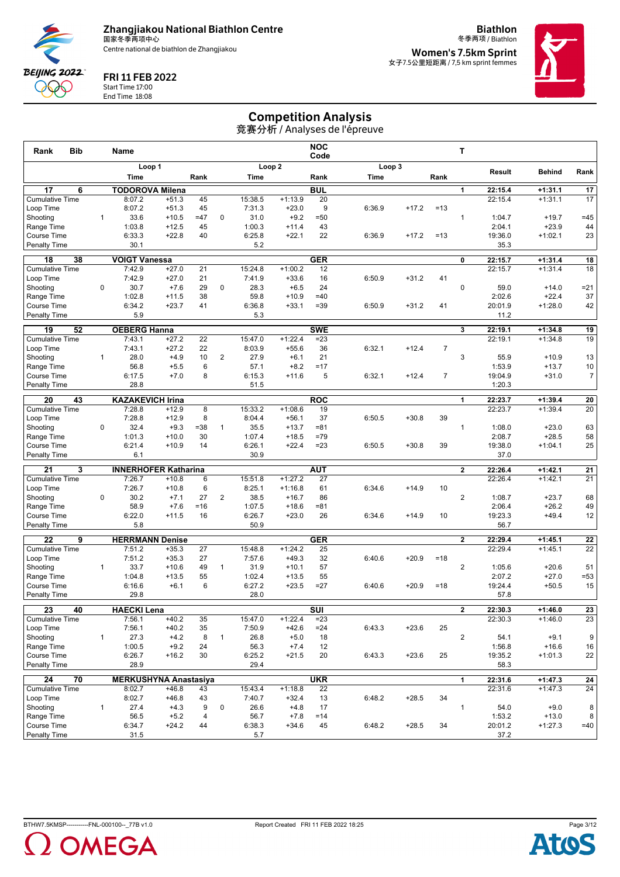**Zhangjiakou National Biathlon Centre**
国家冬季两项中心
Centre national de biathlon de Zhangjiakou

**FRI 11 FEB 2022**
Start Time 17:00
End Time 18:08

**Biathlon**
冬季两项 / Biathlon
**Women's 7.5km Sprint**
女子7.5公里短距离 / 7,5 km sprint femmes

# Competition Analysis

竞赛分析 / Analyses de l'épreuve

| Rank | Bib | Name | | | | | | NOC Code | | | | T | | | |
|---|---|---|---|---|---|---|---|---|---|---|---|---|---|---|---|
| | | Loop 1 | | | | Loop 2 | | | Loop 3 | | | | Result | Behind | Rank |
| | | Time | | Rank | | Time | | Rank | Time | | Rank | | | | |
| **17** | **6** | **TODOROVA Milena** | | | | | | **BUL** | | | | **1** | **22:15.4** | **+1:31.1** | **17** |
| Cumulative Time | | 8:07.2 | +51.3 | 45 | | 15:38.5 | +1:13.9 | 20 | | | | | 22:15.4 | +1:31.1 | 17 |
| Loop Time | | 8:07.2 | +51.3 | 45 | | 7:31.3 | +23.0 | 9 | 6:36.9 | +17.2 | =13 | | | | |
| Shooting | 1 | 33.6 | +10.5 | =47 | 0 | 31.0 | +9.2 | =50 | | | | 1 | 1:04.7 | +19.7 | =45 |
| Range Time | | 1:03.8 | +12.5 | 45 | | 1:00.3 | +11.4 | 43 | | | | | 2:04.1 | +23.9 | 44 |
| Course Time | | 6:33.3 | +22.8 | 40 | | 6:25.8 | +22.1 | 22 | 6:36.9 | +17.2 | =13 | | 19:36.0 | +1:02.1 | 23 |
| Penalty Time | | 30.1 | | | | 5.2 | | | | | | | 35.3 | | |
| **18** | **38** | **VOIGT Vanessa** | | | | | | **GER** | | | | **0** | **22:15.7** | **+1:31.4** | **18** |
| Cumulative Time | | 7:42.9 | +27.0 | 21 | | 15:24.8 | +1:00.2 | 12 | | | | | 22:15.7 | +1:31.4 | 18 |
| Loop Time | | 7:42.9 | +27.0 | 21 | | 7:41.9 | +33.6 | 16 | 6:50.9 | +31.2 | 41 | | | | |
| Shooting | 0 | 30.7 | +7.6 | 29 | 0 | 28.3 | +6.5 | 24 | | | | 0 | 59.0 | +14.0 | =21 |
| Range Time | | 1:02.8 | +11.5 | 38 | | 59.8 | +10.9 | =40 | | | | | 2:02.6 | +22.4 | 37 |
| Course Time | | 6:34.2 | +23.7 | 41 | | 6:36.8 | +33.1 | =39 | 6:50.9 | +31.2 | 41 | | 20:01.9 | +1:28.0 | 42 |
| Penalty Time | | 5.9 | | | | 5.3 | | | | | | | 11.2 | | |
| **19** | **52** | **OEBERG Hanna** | | | | | | **SWE** | | | | **3** | **22:19.1** | **+1:34.8** | **19** |
| Cumulative Time | | 7:43.1 | +27.2 | 22 | | 15:47.0 | +1:22.4 | =23 | | | | | 22:19.1 | +1:34.8 | 19 |
| Loop Time | | 7:43.1 | +27.2 | 22 | | 8:03.9 | +55.6 | 36 | 6:32.1 | +12.4 | 7 | | | | |
| Shooting | 1 | 28.0 | +4.9 | 10 | 2 | 27.9 | +6.1 | 21 | | | | 3 | 55.9 | +10.9 | 13 |
| Range Time | | 56.8 | +5.5 | 6 | | 57.1 | +8.2 | =17 | | | | | 1:53.9 | +13.7 | 10 |
| Course Time | | 6:17.5 | +7.0 | 8 | | 6:15.3 | +11.6 | 5 | 6:32.1 | +12.4 | 7 | | 19:04.9 | +31.0 | 7 |
| Penalty Time | | 28.8 | | | | 51.5 | | | | | | | 1:20.3 | | |
| **20** | **43** | **KAZAKEVICH Irina** | | | | | | **ROC** | | | | **1** | **22:23.7** | **+1:39.4** | **20** |
| Cumulative Time | | 7:28.8 | +12.9 | 8 | | 15:33.2 | +1:08.6 | 19 | | | | | 22:23.7 | +1:39.4 | 20 |
| Loop Time | | 7:28.8 | +12.9 | 8 | | 8:04.4 | +56.1 | 37 | 6:50.5 | +30.8 | 39 | | | | |
| Shooting | 0 | 32.4 | +9.3 | =38 | 1 | 35.5 | +13.7 | =81 | | | | 1 | 1:08.0 | +23.0 | 63 |
| Range Time | | 1:01.3 | +10.0 | 30 | | 1:07.4 | +18.5 | =79 | | | | | 2:08.7 | +28.5 | 58 |
| Course Time | | 6:21.4 | +10.9 | 14 | | 6:26.1 | +22.4 | =23 | 6:50.5 | +30.8 | 39 | | 19:38.0 | +1:04.1 | 25 |
| Penalty Time | | 6.1 | | | | 30.9 | | | | | | | 37.0 | | |
| **21** | **3** | **INNERHOFER Katharina** | | | | | | **AUT** | | | | **2** | **22:26.4** | **+1:42.1** | **21** |
| Cumulative Time | | 7:26.7 | +10.8 | 6 | | 15:51.8 | +1:27.2 | 27 | | | | | 22:26.4 | +1:42.1 | 21 |
| Loop Time | | 7:26.7 | +10.8 | 6 | | 8:25.1 | +1:16.8 | 61 | 6:34.6 | +14.9 | 10 | | | | |
| Shooting | 0 | 30.2 | +7.1 | 27 | 2 | 38.5 | +16.7 | 86 | | | | 2 | 1:08.7 | +23.7 | 68 |
| Range Time | | 58.9 | +7.6 | =16 | | 1:07.5 | +18.6 | =81 | | | | | 2:06.4 | +26.2 | 49 |
| Course Time | | 6:22.0 | +11.5 | 16 | | 6:26.7 | +23.0 | 26 | 6:34.6 | +14.9 | 10 | | 19:23.3 | +49.4 | 12 |
| Penalty Time | | 5.8 | | | | 50.9 | | | | | | | 56.7 | | |
| **22** | **9** | **HERRMANN Denise** | | | | | | **GER** | | | | **2** | **22:29.4** | **+1:45.1** | **22** |
| Cumulative Time | | 7:51.2 | +35.3 | 27 | | 15:48.8 | +1:24.2 | 25 | | | | | 22:29.4 | +1:45.1 | 22 |
| Loop Time | | 7:51.2 | +35.3 | 27 | | 7:57.6 | +49.3 | 32 | 6:40.6 | +20.9 | =18 | | | | |
| Shooting | 1 | 33.7 | +10.6 | 49 | 1 | 31.9 | +10.1 | 57 | | | | 2 | 1:05.6 | +20.6 | 51 |
| Range Time | | 1:04.8 | +13.5 | 55 | | 1:02.4 | +13.5 | 55 | | | | | 2:07.2 | +27.0 | =53 |
| Course Time | | 6:16.6 | +6.1 | 6 | | 6:27.2 | +23.5 | =27 | 6:40.6 | +20.9 | =18 | | 19:24.4 | +50.5 | 15 |
| Penalty Time | | 29.8 | | | | 28.0 | | | | | | | 57.8 | | |
| **23** | **40** | **HAECKI Lena** | | | | | | **SUI** | | | | **2** | **22:30.3** | **+1:46.0** | **23** |
| Cumulative Time | | 7:56.1 | +40.2 | 35 | | 15:47.0 | +1:22.4 | =23 | | | | | 22:30.3 | +1:46.0 | 23 |
| Loop Time | | 7:56.1 | +40.2 | 35 | | 7:50.9 | +42.6 | =24 | 6:43.3 | +23.6 | 25 | | | | |
| Shooting | 1 | 27.3 | +4.2 | 8 | 1 | 26.8 | +5.0 | 18 | | | | 2 | 54.1 | +9.1 | 9 |
| Range Time | | 1:00.5 | +9.2 | 24 | | 56.3 | +7.4 | 12 | | | | | 1:56.8 | +16.6 | 16 |
| Course Time | | 6:26.7 | +16.2 | 30 | | 6:25.2 | +21.5 | 20 | 6:43.3 | +23.6 | 25 | | 19:35.2 | +1:01.3 | 22 |
| Penalty Time | | 28.9 | | | | 29.4 | | | | | | | 58.3 | | |
| **24** | **70** | **MERKUSHYNA Anastasiya** | | | | | | **UKR** | | | | **1** | **22:31.6** | **+1:47.3** | **24** |
| Cumulative Time | | 8:02.7 | +46.8 | 43 | | 15:43.4 | +1:18.8 | 22 | | | | | 22:31.6 | +1:47.3 | 24 |
| Loop Time | | 8:02.7 | +46.8 | 43 | | 7:40.7 | +32.4 | 13 | 6:48.2 | +28.5 | 34 | | | | |
| Shooting | 1 | 27.4 | +4.3 | 9 | 0 | 26.6 | +4.8 | 17 | | | | 1 | 54.0 | +9.0 | 8 |
| Range Time | | 56.5 | +5.2 | 4 | | 56.7 | +7.8 | =14 | | | | | 1:53.2 | +13.0 | 8 |
| Course Time | | 6:34.7 | +24.2 | 44 | | 6:38.3 | +34.6 | 45 | 6:48.2 | +28.5 | 34 | | 20:01.2 | +1:27.3 | =40 |
| Penalty Time | | 31.5 | | | | 5.7 | | | | | | | 37.2 | | |

BTHW7.5KMSP-----------FNL-000100--_77B v1.0 Report Created FRI 11 FEB 2022 18:25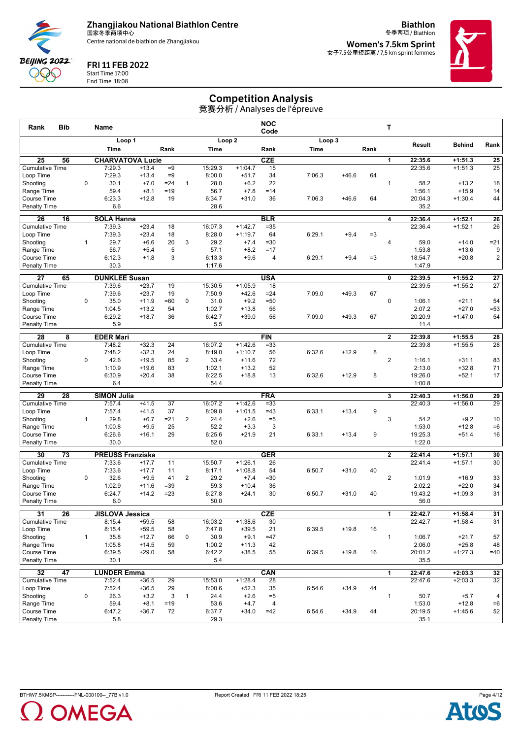**Zhangjiakou National Biathlon Centre**
国家冬季两项中心
Centre national de biathlon de Zhangjiakou

**FRI 11 FEB 2022**
Start Time 17:00
End Time 18:08

**Biathlon**
冬季两项 / Biathlon
**Women's 7.5km Sprint**
女子7.5公里短距离 / 7,5 km sprint femmes

# Competition Analysis
竞赛分析 / Analyses de l'épreuve

| Rank | Bib | Name | | | | | | NOC Code | | | | T | | | |
|---|---|---|---|---|---|---|---|---|---|---|---|---|---|---|---|
| | | Loop 1 | | | | Loop 2 | | | Loop 3 | | | | Result | Behind | Rank |
| | | Time | | Rank | | Time | | Rank | Time | | Rank | | | | |
| **25** | **56** | **CHARVATOVA Lucie** | | | | | | **CZE** | | | | **1** | **22:35.6** | **+1:51.3** | **25** |
| Cumulative Time | | 7:29.3 | +13.4 | =9 | | 15:29.3 | +1:04.7 | 15 | | | | | 22:35.6 | +1:51.3 | 25 |
| Loop Time | | 7:29.3 | +13.4 | =9 | | 8:00.0 | +51.7 | 34 | 7:06.3 | +46.6 | 64 | | | | |
| Shooting | 0 | 30.1 | +7.0 | =24 | 1 | 28.0 | +6.2 | 22 | | | | 1 | 58.2 | +13.2 | 18 |
| Range Time | | 59.4 | +8.1 | =19 | | 56.7 | +7.8 | =14 | | | | | 1:56.1 | +15.9 | 14 |
| Course Time | | 6:23.3 | +12.8 | 19 | | 6:34.7 | +31.0 | 36 | 7:06.3 | +46.6 | 64 | | 20:04.3 | +1:30.4 | 44 |
| Penalty Time | | 6.6 | | | | 28.6 | | | | | | | 35.2 | | |
| **26** | **16** | **SOLA Hanna** | | | | | | **BLR** | | | | **4** | **22:36.4** | **+1:52.1** | **26** |
| Cumulative Time | | 7:39.3 | +23.4 | 18 | | 16:07.3 | +1:42.7 | =35 | | | | | 22:36.4 | +1:52.1 | 26 |
| Loop Time | | 7:39.3 | +23.4 | 18 | | 8:28.0 | +1:19.7 | 64 | 6:29.1 | +9.4 | =3 | | | | |
| Shooting | 1 | 29.7 | +6.6 | 20 | 3 | 29.2 | +7.4 | =30 | | | | 4 | 59.0 | +14.0 | =21 |
| Range Time | | 56.7 | +5.4 | 5 | | 57.1 | +8.2 | =17 | | | | | 1:53.8 | +13.6 | 9 |
| Course Time | | 6:12.3 | +1.8 | 3 | | 6:13.3 | +9.6 | 4 | 6:29.1 | +9.4 | =3 | | 18:54.7 | +20.8 | 2 |
| Penalty Time | | 30.3 | | | | 1:17.6 | | | | | | | 1:47.9 | | |
| **27** | **65** | **DUNKLEE Susan** | | | | | | **USA** | | | | **0** | **22:39.5** | **+1:55.2** | **27** |
| Cumulative Time | | 7:39.6 | +23.7 | 19 | | 15:30.5 | +1:05.9 | 18 | | | | | 22:39.5 | +1:55.2 | 27 |
| Loop Time | | 7:39.6 | +23.7 | 19 | | 7:50.9 | +42.6 | =24 | 7:09.0 | +49.3 | 67 | | | | |
| Shooting | 0 | 35.0 | +11.9 | =60 | 0 | 31.0 | +9.2 | =50 | | | | 0 | 1:06.1 | +21.1 | 54 |
| Range Time | | 1:04.5 | +13.2 | 54 | | 1:02.7 | +13.8 | 56 | | | | | 2:07.2 | +27.0 | =53 |
| Course Time | | 6:29.2 | +18.7 | 36 | | 6:42.7 | +39.0 | 56 | 7:09.0 | +49.3 | 67 | | 20:20.9 | +1:47.0 | 54 |
| Penalty Time | | 5.9 | | | | 5.5 | | | | | | | 11.4 | | |
| **28** | **8** | **EDER Mari** | | | | | | **FIN** | | | | **2** | **22:39.8** | **+1:55.5** | **28** |
| Cumulative Time | | 7:48.2 | +32.3 | 24 | | 16:07.2 | +1:42.6 | =33 | | | | | 22:39.8 | +1:55.5 | 28 |
| Loop Time | | 7:48.2 | +32.3 | 24 | | 8:19.0 | +1:10.7 | 56 | 6:32.6 | +12.9 | 8 | | | | |
| Shooting | 0 | 42.6 | +19.5 | 85 | 2 | 33.4 | +11.6 | 72 | | | | 2 | 1:16.1 | +31.1 | 83 |
| Range Time | | 1:10.9 | +19.6 | 83 | | 1:02.1 | +13.2 | 52 | | | | | 2:13.0 | +32.8 | 71 |
| Course Time | | 6:30.9 | +20.4 | 38 | | 6:22.5 | +18.8 | 13 | 6:32.6 | +12.9 | 8 | | 19:26.0 | +52.1 | 17 |
| Penalty Time | | 6.4 | | | | 54.4 | | | | | | | 1:00.8 | | |
| **29** | **28** | **SIMON Julia** | | | | | | **FRA** | | | | **3** | **22:40.3** | **+1:56.0** | **29** |
| Cumulative Time | | 7:57.4 | +41.5 | 37 | | 16:07.2 | +1:42.6 | =33 | | | | | 22:40.3 | +1:56.0 | 29 |
| Loop Time | | 7:57.4 | +41.5 | 37 | | 8:09.8 | +1:01.5 | =43 | 6:33.1 | +13.4 | 9 | | | | |
| Shooting | 1 | 29.8 | +6.7 | =21 | 2 | 24.4 | +2.6 | =5 | | | | 3 | 54.2 | +9.2 | 10 |
| Range Time | | 1:00.8 | +9.5 | 25 | | 52.2 | +3.3 | 3 | | | | | 1:53.0 | +12.8 | =6 |
| Course Time | | 6:26.6 | +16.1 | 29 | | 6:25.6 | +21.9 | 21 | 6:33.1 | +13.4 | 9 | | 19:25.3 | +51.4 | 16 |
| Penalty Time | | 30.0 | | | | 52.0 | | | | | | | 1:22.0 | | |
| **30** | **73** | **PREUSS Franziska** | | | | | | **GER** | | | | **2** | **22:41.4** | **+1:57.1** | **30** |
| Cumulative Time | | 7:33.6 | +17.7 | 11 | | 15:50.7 | +1:26.1 | 26 | | | | | 22:41.4 | +1:57.1 | 30 |
| Loop Time | | 7:33.6 | +17.7 | 11 | | 8:17.1 | +1:08.8 | 54 | 6:50.7 | +31.0 | 40 | | | | |
| Shooting | 0 | 32.6 | +9.5 | 41 | 2 | 29.2 | +7.4 | =30 | | | | 2 | 1:01.9 | +16.9 | 33 |
| Range Time | | 1:02.9 | +11.6 | =39 | | 59.3 | +10.4 | 36 | | | | | 2:02.2 | +22.0 | 34 |
| Course Time | | 6:24.7 | +14.2 | =23 | | 6:27.8 | +24.1 | 30 | 6:50.7 | +31.0 | 40 | | 19:43.2 | +1:09.3 | 31 |
| Penalty Time | | 6.0 | | | | 50.0 | | | | | | | 56.0 | | |
| **31** | **26** | **JISLOVA Jessica** | | | | | | **CZE** | | | | **1** | **22:42.7** | **+1:58.4** | **31** |
| Cumulative Time | | 8:15.4 | +59.5 | 58 | | 16:03.2 | +1:38.6 | 30 | | | | | 22:42.7 | +1:58.4 | 31 |
| Loop Time | | 8:15.4 | +59.5 | 58 | | 7:47.8 | +39.5 | 21 | 6:39.5 | +19.8 | 16 | | | | |
| Shooting | 1 | 35.8 | +12.7 | 66 | 0 | 30.9 | +9.1 | =47 | | | | 1 | 1:06.7 | +21.7 | 57 |
| Range Time | | 1:05.8 | +14.5 | 59 | | 1:00.2 | +11.3 | 42 | | | | | 2:06.0 | +25.8 | 48 |
| Course Time | | 6:39.5 | +29.0 | 58 | | 6:42.2 | +38.5 | 55 | 6:39.5 | +19.8 | 16 | | 20:01.2 | +1:27.3 | =40 |
| Penalty Time | | 30.1 | | | | 5.4 | | | | | | | 35.5 | | |
| **32** | **47** | **LUNDER Emma** | | | | | | **CAN** | | | | **1** | **22:47.6** | **+2:03.3** | **32** |
| Cumulative Time | | 7:52.4 | +36.5 | 29 | | 15:53.0 | +1:28.4 | 28 | | | | | 22:47.6 | +2:03.3 | 32 |
| Loop Time | | 7:52.4 | +36.5 | 29 | | 8:00.6 | +52.3 | 35 | 6:54.6 | +34.9 | 44 | | | | |
| Shooting | 0 | 26.3 | +3.2 | 3 | 1 | 24.4 | +2.6 | =5 | | | | 1 | 50.7 | +5.7 | 4 |
| Range Time | | 59.4 | +8.1 | =19 | | 53.6 | +4.7 | 4 | | | | | 1:53.0 | +12.8 | =6 |
| Course Time | | 6:47.2 | +36.7 | 72 | | 6:37.7 | +34.0 | =42 | 6:54.6 | +34.9 | 44 | | 20:19.5 | +1:45.6 | 52 |
| Penalty Time | | 5.8 | | | | 29.3 | | | | | | | 35.1 | | |

BTHW7.5KMSP-----------FNL-000100--_77B v1.0 Report Created FRI 11 FEB 2022 18:25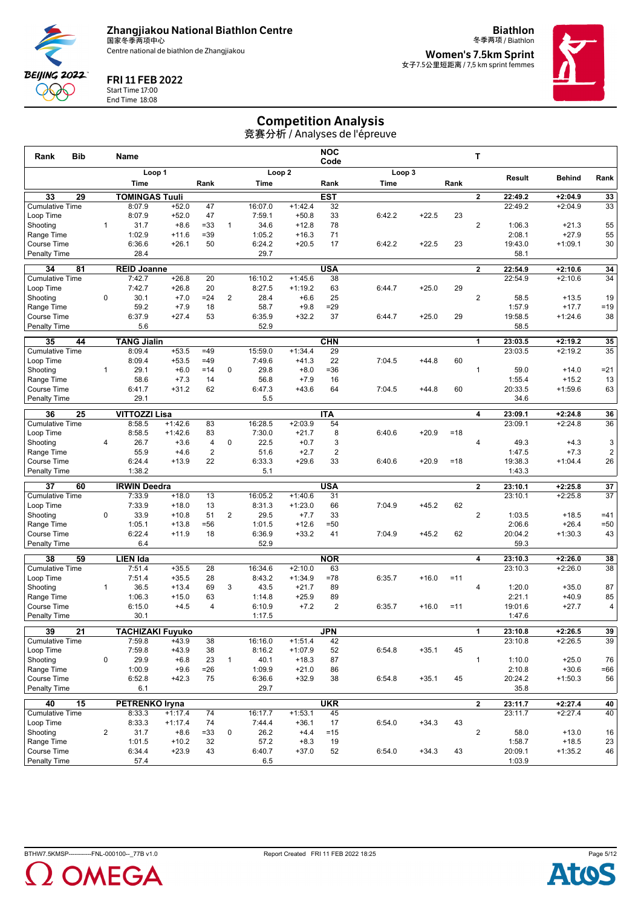Zhangjiakou National Biathlon Centre
国家冬季两项中心
Centre national de biathlon de Zhangjiakou

**Biathlon**
冬季两项 / Biathlon

**Women's 7.5km Sprint**
女子7.5公里短距离 / 7,5 km sprint femmes

**FRI 11 FEB 2022**
Start Time 17:00
End Time 18:08

# Competition Analysis
竞赛分析 / Analyses de l'épreuve

| Rank | Bib | | Name | | | | | NOC Code | | | | T | | | |
|---|---|---|---|---|---|---|---|---|---|---|---|---|---|---|---|
| | | | Loop 1 | | | | Loop 2 | | | Loop 3 | | | | | |
| | | | Time | | Rank | | Time | | Rank | Time | | Rank | | Result | Behind | Rank |
| **33** | **29** | | **TOMINGAS Tuuli** | | | | | **EST** | | | | **2** | **22:49.2** | **+2:04.9** | **33** |
| Cumulative Time | | | 8:07.9 | +52.0 | 47 | | 16:07.0 | +1:42.4 | 32 | | | | | 22:49.2 | +2:04.9 | 33 |
| Loop Time | | | 8:07.9 | +52.0 | 47 | | 7:59.1 | +50.8 | 33 | 6:42.2 | +22.5 | 23 | | | | |
| Shooting | | 1 | 31.7 | +8.6 | =33 | 1 | 34.6 | +12.8 | 78 | | | | 2 | 1:06.3 | +21.3 | 55 |
| Range Time | | | 1:02.9 | +11.6 | =39 | | 1:05.2 | +16.3 | 71 | | | | | 2:08.1 | +27.9 | 55 |
| Course Time | | | 6:36.6 | +26.1 | 50 | | 6:24.2 | +20.5 | 17 | 6:42.2 | +22.5 | 23 | | 19:43.0 | +1:09.1 | 30 |
| Penalty Time | | | 28.4 | | | | 29.7 | | | | | | | 58.1 | | |
| **34** | **81** | | **REID Joanne** | | | | | **USA** | | | | **2** | **22:54.9** | **+2:10.6** | **34** |
| Cumulative Time | | | 7:42.7 | +26.8 | 20 | | 16:10.2 | +1:45.6 | 38 | | | | | 22:54.9 | +2:10.6 | 34 |
| Loop Time | | | 7:42.7 | +26.8 | 20 | | 8:27.5 | +1:19.2 | 63 | 6:44.7 | +25.0 | 29 | | | | |
| Shooting | | 0 | 30.1 | +7.0 | =24 | 2 | 28.4 | +6.6 | 25 | | | | 2 | 58.5 | +13.5 | 19 |
| Range Time | | | 59.2 | +7.9 | 18 | | 58.7 | +9.8 | =29 | | | | | 1:57.9 | +17.7 | =19 |
| Course Time | | | 6:37.9 | +27.4 | 53 | | 6:35.9 | +32.2 | 37 | 6:44.7 | +25.0 | 29 | | 19:58.5 | +1:24.6 | 38 |
| Penalty Time | | | 5.6 | | | | 52.9 | | | | | | | 58.5 | | |
| **35** | **44** | | **TANG Jialin** | | | | | **CHN** | | | | **1** | **23:03.5** | **+2:19.2** | **35** |
| Cumulative Time | | | 8:09.4 | +53.5 | =49 | | 15:59.0 | +1:34.4 | 29 | | | | | 23:03.5 | +2:19.2 | 35 |
| Loop Time | | | 8:09.4 | +53.5 | =49 | | 7:49.6 | +41.3 | 22 | 7:04.5 | +44.8 | 60 | | | | |
| Shooting | | 1 | 29.1 | +6.0 | =14 | 0 | 29.8 | +8.0 | =36 | | | | 1 | 59.0 | +14.0 | =21 |
| Range Time | | | 58.6 | +7.3 | 14 | | 56.8 | +7.9 | 16 | | | | | 1:55.4 | +15.2 | 13 |
| Course Time | | | 6:41.7 | +31.2 | 62 | | 6:47.3 | +43.6 | 64 | 7:04.5 | +44.8 | 60 | | 20:33.5 | +1:59.6 | 63 |
| Penalty Time | | | 29.1 | | | | 5.5 | | | | | | | 34.6 | | |
| **36** | **25** | | **VITTOZZI Lisa** | | | | | **ITA** | | | | **4** | **23:09.1** | **+2:24.8** | **36** |
| Cumulative Time | | | 8:58.5 | +1:42.6 | 83 | | 16:28.5 | +2:03.9 | 54 | | | | | 23:09.1 | +2:24.8 | 36 |
| Loop Time | | | 8:58.5 | +1:42.6 | 83 | | 7:30.0 | +21.7 | 8 | 6:40.6 | +20.9 | =18 | | | | |
| Shooting | | 4 | 26.7 | +3.6 | 4 | 0 | 22.5 | +0.7 | 3 | | | | 4 | 49.3 | +4.3 | 3 |
| Range Time | | | 55.9 | +4.6 | 2 | | 51.6 | +2.7 | 2 | | | | | 1:47.5 | +7.3 | 2 |
| Course Time | | | 6:24.4 | +13.9 | 22 | | 6:33.3 | +29.6 | 33 | 6:40.6 | +20.9 | =18 | | 19:38.3 | +1:04.4 | 26 |
| Penalty Time | | | 1:38.2 | | | | 5.1 | | | | | | | 1:43.3 | | |
| **37** | **60** | | **IRWIN Deedra** | | | | | **USA** | | | | **2** | **23:10.1** | **+2:25.8** | **37** |
| Cumulative Time | | | 7:33.9 | +18.0 | 13 | | 16:05.2 | +1:40.6 | 31 | | | | | 23:10.1 | +2:25.8 | 37 |
| Loop Time | | | 7:33.9 | +18.0 | 13 | | 8:31.3 | +1:23.0 | 66 | 7:04.9 | +45.2 | 62 | | | | |
| Shooting | | 0 | 33.9 | +10.8 | 51 | 2 | 29.5 | +7.7 | 33 | | | | 2 | 1:03.5 | +18.5 | =41 |
| Range Time | | | 1:05.1 | +13.8 | =56 | | 1:01.5 | +12.6 | =50 | | | | | 2:06.6 | +26.4 | =50 |
| Course Time | | | 6:22.4 | +11.9 | 18 | | 6:36.9 | +33.2 | 41 | 7:04.9 | +45.2 | 62 | | 20:04.2 | +1:30.3 | 43 |
| Penalty Time | | | 6.4 | | | | 52.9 | | | | | | | 59.3 | | |
| **38** | **59** | | **LIEN Ida** | | | | | **NOR** | | | | **4** | **23:10.3** | **+2:26.0** | **38** |
| Cumulative Time | | | 7:51.4 | +35.5 | 28 | | 16:34.6 | +2:10.0 | 63 | | | | | 23:10.3 | +2:26.0 | 38 |
| Loop Time | | | 7:51.4 | +35.5 | 28 | | 8:43.2 | +1:34.9 | =78 | 6:35.7 | +16.0 | =11 | | | | |
| Shooting | | 1 | 36.5 | +13.4 | 69 | 3 | 43.5 | +21.7 | 89 | | | | 4 | 1:20.0 | +35.0 | 87 |
| Range Time | | | 1:06.3 | +15.0 | 63 | | 1:14.8 | +25.9 | 89 | | | | | 2:21.1 | +40.9 | 85 |
| Course Time | | | 6:15.0 | +4.5 | 4 | | 6:10.9 | +7.2 | 2 | 6:35.7 | +16.0 | =11 | | 19:01.6 | +27.7 | 4 |
| Penalty Time | | | 30.1 | | | | 1:17.5 | | | | | | | 1:47.6 | | |
| **39** | **21** | | **TACHIZAKI Fuyuko** | | | | | **JPN** | | | | **1** | **23:10.8** | **+2:26.5** | **39** |
| Cumulative Time | | | 7:59.8 | +43.9 | 38 | | 16:16.0 | +1:51.4 | 42 | | | | | 23:10.8 | +2:26.5 | 39 |
| Loop Time | | | 7:59.8 | +43.9 | 38 | | 8:16.2 | +1:07.9 | 52 | 6:54.8 | +35.1 | 45 | | | | |
| Shooting | | 0 | 29.9 | +6.8 | 23 | 1 | 40.1 | +18.3 | 87 | | | | 1 | 1:10.0 | +25.0 | 76 |
| Range Time | | | 1:00.9 | +9.6 | =26 | | 1:09.9 | +21.0 | 86 | | | | | 2:10.8 | +30.6 | =66 |
| Course Time | | | 6:52.8 | +42.3 | 75 | | 6:36.6 | +32.9 | 38 | 6:54.8 | +35.1 | 45 | | 20:24.2 | +1:50.3 | 56 |
| Penalty Time | | | 6.1 | | | | 29.7 | | | | | | | 35.8 | | |
| **40** | **15** | | **PETRENKO Iryna** | | | | | **UKR** | | | | **2** | **23:11.7** | **+2:27.4** | **40** |
| Cumulative Time | | | 8:33.3 | +1:17.4 | 74 | | 16:17.7 | +1:53.1 | 45 | | | | | 23:11.7 | +2:27.4 | 40 |
| Loop Time | | | 8:33.3 | +1:17.4 | 74 | | 7:44.4 | +36.1 | 17 | 6:54.0 | +34.3 | 43 | | | | |
| Shooting | | 2 | 31.7 | +8.6 | =33 | 0 | 26.2 | +4.4 | =15 | | | | 2 | 58.0 | +13.0 | 16 |
| Range Time | | | 1:01.5 | +10.2 | 32 | | 57.2 | +8.3 | 19 | | | | | 1:58.7 | +18.5 | 23 |
| Course Time | | | 6:34.4 | +23.9 | 43 | | 6:40.7 | +37.0 | 52 | 6:54.0 | +34.3 | 43 | | 20:09.1 | +1:35.2 | 46 |
| Penalty Time | | | 57.4 | | | | 6.5 | | | | | | | 1:03.9 | | |

BTHW7.5KMSP-----------FNL-000100--_77B v1.0 Report Created FRI 11 FEB 2022 18:25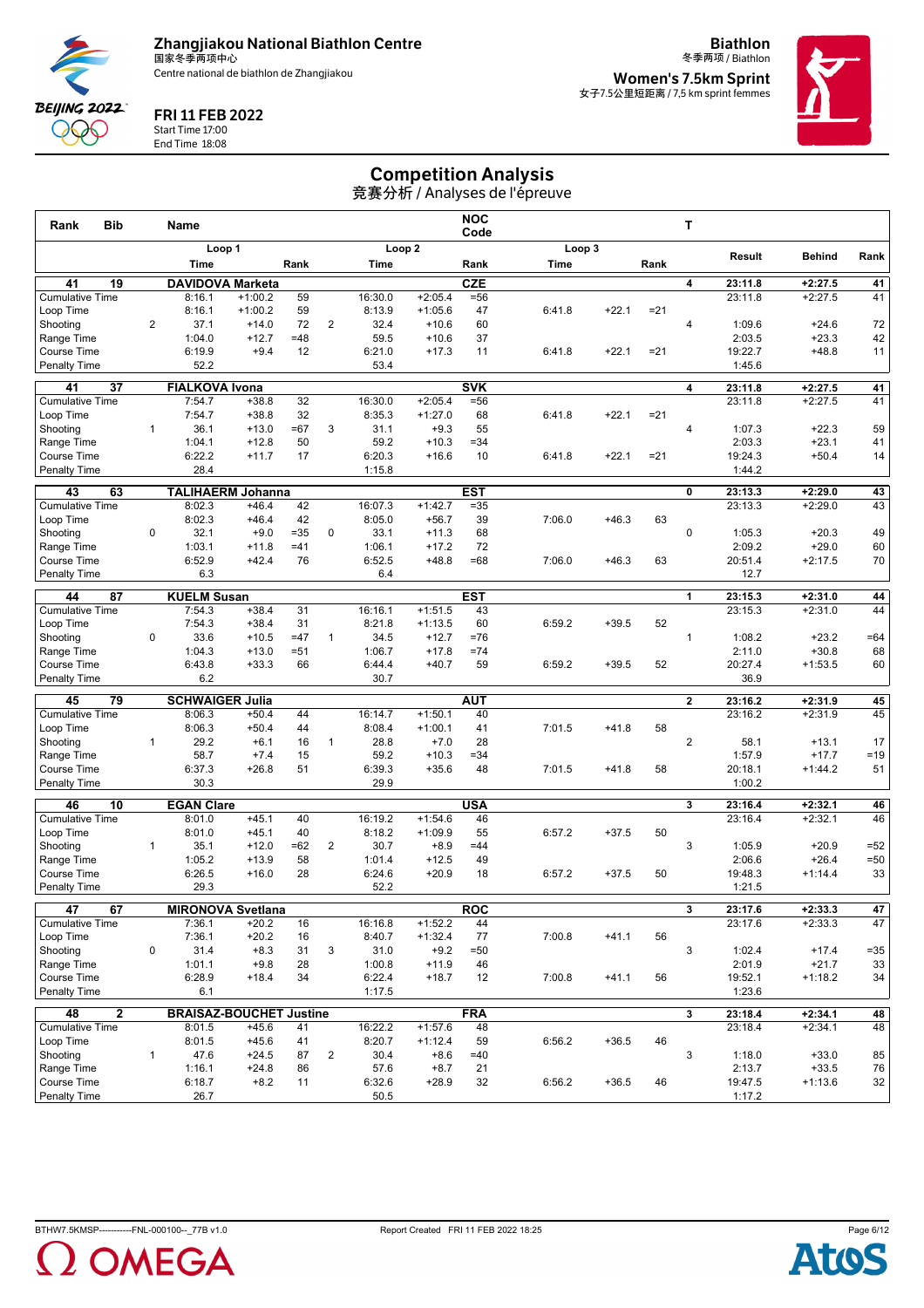Zhangjiakou National Biathlon Centre
国家冬季两项中心
Centre national de biathlon de Zhangjiakou

FRI 11 FEB 2022
Start Time 17:00
End Time 18:08

Biathlon
冬季两项 / Biathlon

Women's 7.5km Sprint
女子7.5公里短距离 / 7,5 km sprint femmes

# Competition Analysis
竞赛分析 / Analyses de l'épreuve

| Rank | Bib | | Name | | | | | NOC Code | | | | T | | | |
|---|---|---|---|---|---|---|---|---|---|---|---|---|---|---|---|
| | | | Loop 1 | | | | Loop 2 | | | Loop 3 | | | Result | Behind | Rank |
| | | | Time | | Rank | | Time | | Rank | Time | | Rank | | | |
| **41** | **19** | | **DAVIDOVA Marketa** | | | | | **CZE** | | | | **4** | **23:11.8** | **+2:27.5** | **41** |
| Cumulative Time | | | 8:16.1 | +1:00.2 | 59 | | 16:30.0 | +2:05.4 | =56 | | | | 23:11.8 | +2:27.5 | 41 |
| Loop Time | | | 8:16.1 | +1:00.2 | 59 | | 8:13.9 | +1:05.6 | 47 | 6:41.8 | +22.1 | =21 | | | |
| Shooting | | 2 | 37.1 | +14.0 | 72 | 2 | 32.4 | +10.6 | 60 | | | 4 | 1:09.6 | +24.6 | 72 |
| Range Time | | | 1:04.0 | +12.7 | =48 | | 59.5 | +10.6 | 37 | | | | 2:03.5 | +23.3 | 42 |
| Course Time | | | 6:19.9 | +9.4 | 12 | | 6:21.0 | +17.3 | 11 | 6:41.8 | +22.1 | =21 | 19:22.7 | +48.8 | 11 |
| Penalty Time | | | 52.2 | | | | 53.4 | | | | | | 1:45.6 | | |
| **41** | **37** | | **FIALKOVA Ivona** | | | | | **SVK** | | | | **4** | **23:11.8** | **+2:27.5** | **41** |
| Cumulative Time | | | 7:54.7 | +38.8 | 32 | | 16:30.0 | +2:05.4 | =56 | | | | 23:11.8 | +2:27.5 | 41 |
| Loop Time | | | 7:54.7 | +38.8 | 32 | | 8:35.3 | +1:27.0 | 68 | 6:41.8 | +22.1 | =21 | | | |
| Shooting | | 1 | 36.1 | +13.0 | =67 | 3 | 31.1 | +9.3 | 55 | | | 4 | 1:07.3 | +22.3 | 59 |
| Range Time | | | 1:04.1 | +12.8 | 50 | | 59.2 | +10.3 | =34 | | | | 2:03.3 | +23.1 | 41 |
| Course Time | | | 6:22.2 | +11.7 | 17 | | 6:20.3 | +16.6 | 10 | 6:41.8 | +22.1 | =21 | 19:24.3 | +50.4 | 14 |
| Penalty Time | | | 28.4 | | | | 1:15.8 | | | | | | 1:44.2 | | |
| **43** | **63** | | **TALIHAERM Johanna** | | | | | **EST** | | | | **0** | **23:13.3** | **+2:29.0** | **43** |
| Cumulative Time | | | 8:02.3 | +46.4 | 42 | | 16:07.3 | +1:42.7 | =35 | | | | 23:13.3 | +2:29.0 | 43 |
| Loop Time | | | 8:02.3 | +46.4 | 42 | | 8:05.0 | +56.7 | 39 | 7:06.0 | +46.3 | 63 | | | |
| Shooting | | 0 | 32.1 | +9.0 | =35 | 0 | 33.1 | +11.3 | 68 | | | 0 | 1:05.3 | +20.3 | 49 |
| Range Time | | | 1:03.1 | +11.8 | =41 | | 1:06.1 | +17.2 | 72 | | | | 2:09.2 | +29.0 | 60 |
| Course Time | | | 6:52.9 | +42.4 | 76 | | 6:52.5 | +48.8 | =68 | 7:06.0 | +46.3 | 63 | 20:51.4 | +2:17.5 | 70 |
| Penalty Time | | | 6.3 | | | | 6.4 | | | | | | 12.7 | | |
| **44** | **87** | | **KUELM Susan** | | | | | **EST** | | | | **1** | **23:15.3** | **+2:31.0** | **44** |
| Cumulative Time | | | 7:54.3 | +38.4 | 31 | | 16:16.1 | +1:51.5 | 43 | | | | 23:15.3 | +2:31.0 | 44 |
| Loop Time | | | 7:54.3 | +38.4 | 31 | | 8:21.8 | +1:13.5 | 60 | 6:59.2 | +39.5 | 52 | | | |
| Shooting | | 0 | 33.6 | +10.5 | =47 | 1 | 34.5 | +12.7 | =76 | | | 1 | 1:08.2 | +23.2 | =64 |
| Range Time | | | 1:04.3 | +13.0 | =51 | | 1:06.7 | +17.8 | =74 | | | | 2:11.0 | +30.8 | 68 |
| Course Time | | | 6:43.8 | +33.3 | 66 | | 6:44.4 | +40.7 | 59 | 6:59.2 | +39.5 | 52 | 20:27.4 | +1:53.5 | 60 |
| Penalty Time | | | 6.2 | | | | 30.7 | | | | | | 36.9 | | |
| **45** | **79** | | **SCHWAIGER Julia** | | | | | **AUT** | | | | **2** | **23:16.2** | **+2:31.9** | **45** |
| Cumulative Time | | | 8:06.3 | +50.4 | 44 | | 16:14.7 | +1:50.1 | 40 | | | | 23:16.2 | +2:31.9 | 45 |
| Loop Time | | | 8:06.3 | +50.4 | 44 | | 8:08.4 | +1:00.1 | 41 | 7:01.5 | +41.8 | 58 | | | |
| Shooting | | 1 | 29.2 | +6.1 | 16 | 1 | 28.8 | +7.0 | 28 | | | 2 | 58.1 | +13.1 | 17 |
| Range Time | | | 58.7 | +7.4 | 15 | | 59.2 | +10.3 | =34 | | | | 1:57.9 | +17.7 | =19 |
| Course Time | | | 6:37.3 | +26.8 | 51 | | 6:39.3 | +35.6 | 48 | 7:01.5 | +41.8 | 58 | 20:18.1 | +1:44.2 | 51 |
| Penalty Time | | | 30.3 | | | | 29.9 | | | | | | 1:00.2 | | |
| **46** | **10** | | **EGAN Clare** | | | | | **USA** | | | | **3** | **23:16.4** | **+2:32.1** | **46** |
| Cumulative Time | | | 8:01.0 | +45.1 | 40 | | 16:19.2 | +1:54.6 | 46 | | | | 23:16.4 | +2:32.1 | 46 |
| Loop Time | | | 8:01.0 | +45.1 | 40 | | 8:18.2 | +1:09.9 | 55 | 6:57.2 | +37.5 | 50 | | | |
| Shooting | | 1 | 35.1 | +12.0 | =62 | 2 | 30.7 | +8.9 | =44 | | | 3 | 1:05.9 | +20.9 | =52 |
| Range Time | | | 1:05.2 | +13.9 | 58 | | 1:01.4 | +12.5 | 49 | | | | 2:06.6 | +26.4 | =50 |
| Course Time | | | 6:26.5 | +16.0 | 28 | | 6:24.6 | +20.9 | 18 | 6:57.2 | +37.5 | 50 | 19:48.3 | +1:14.4 | 33 |
| Penalty Time | | | 29.3 | | | | 52.2 | | | | | | 1:21.5 | | |
| **47** | **67** | | **MIRONOVA Svetlana** | | | | | **ROC** | | | | **3** | **23:17.6** | **+2:33.3** | **47** |
| Cumulative Time | | | 7:36.1 | +20.2 | 16 | | 16:16.8 | +1:52.2 | 44 | | | | 23:17.6 | +2:33.3 | 47 |
| Loop Time | | | 7:36.1 | +20.2 | 16 | | 8:40.7 | +1:32.4 | 77 | 7:00.8 | +41.1 | 56 | | | |
| Shooting | | 0 | 31.4 | +8.3 | 31 | 3 | 31.0 | +9.2 | =50 | | | 3 | 1:02.4 | +17.4 | =35 |
| Range Time | | | 1:01.1 | +9.8 | 28 | | 1:00.8 | +11.9 | 46 | | | | 2:01.9 | +21.7 | 33 |
| Course Time | | | 6:28.9 | +18.4 | 34 | | 6:22.4 | +18.7 | 12 | 7:00.8 | +41.1 | 56 | 19:52.1 | +1:18.2 | 34 |
| Penalty Time | | | 6.1 | | | | 1:17.5 | | | | | | 1:23.6 | | |
| **48** | **2** | | **BRAISAZ-BOUCHET Justine** | | | | | **FRA** | | | | **3** | **23:18.4** | **+2:34.1** | **48** |
| Cumulative Time | | | 8:01.5 | +45.6 | 41 | | 16:22.2 | +1:57.6 | 48 | | | | 23:18.4 | +2:34.1 | 48 |
| Loop Time | | | 8:01.5 | +45.6 | 41 | | 8:20.7 | +1:12.4 | 59 | 6:56.2 | +36.5 | 46 | | | |
| Shooting | | 1 | 47.6 | +24.5 | 87 | 2 | 30.4 | +8.6 | =40 | | | 3 | 1:18.0 | +33.0 | 85 |
| Range Time | | | 1:16.1 | +24.8 | 86 | | 57.6 | +8.7 | 21 | | | | 2:13.7 | +33.5 | 76 |
| Course Time | | | 6:18.7 | +8.2 | 11 | | 6:32.6 | +28.9 | 32 | 6:56.2 | +36.5 | 46 | 19:47.5 | +1:13.6 | 32 |
| Penalty Time | | | 26.7 | | | | 50.5 | | | | | | 1:17.2 | | |

BTHW7.5KMSP-----------FNL-000100--_77B v1.0 Report Created FRI 11 FEB 2022 18:25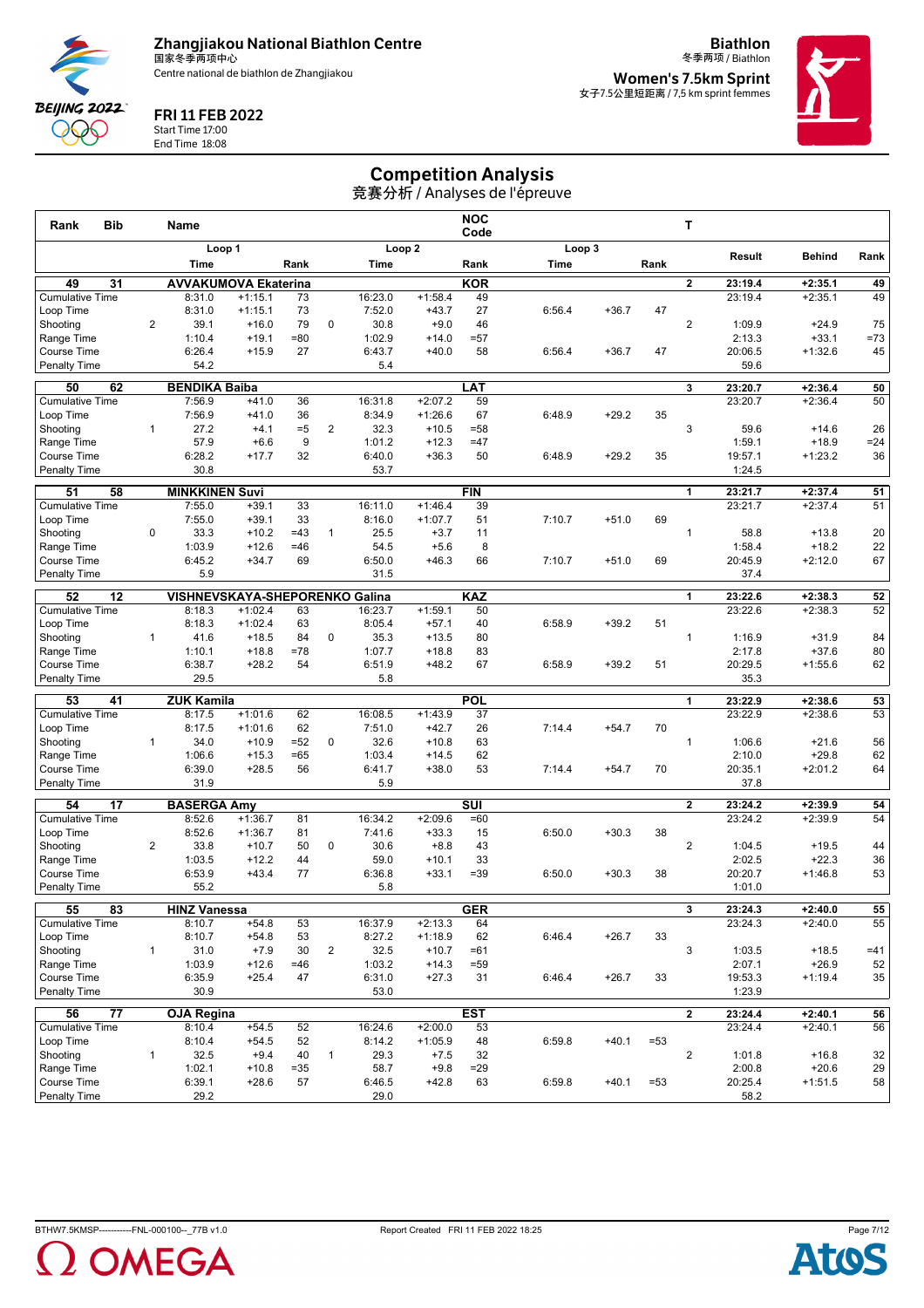# Zhangjiakou National Biathlon Centre

国家冬季两项中心
Centre national de biathlon de Zhangjiakou

**FRI 11 FEB 2022**
Start Time 17:00
End Time 18:08

**Biathlon**
冬季两项 / Biathlon

**Women's 7.5km Sprint**
女子7.5公里短距离 / 7,5 km sprint femmes

## Competition Analysis

竞赛分析 / Analyses de l'épreuve

| Rank | Bib | | Name | | | | | NOC Code | | | | T | | | |
|---|---|---|---|---|---|---|---|---|---|---|---|---|---|---|---|
| | | | Loop 1 | | | | Loop 2 | | | Loop 3 | | | | | |
| | | | Time | | Rank | | Time | | Rank | Time | | Rank | | Result | Behind | Rank |
| **49** | **31** | | **AVVAKUMOVA Ekaterina** | | | | | | **KOR** | | | | **2** | **23:19.4** | **+2:35.1** | **49** |
| Cumulative Time | | | 8:31.0 | +1:15.1 | 73 | | 16:23.0 | +1:58.4 | 49 | | | | | 23:19.4 | +2:35.1 | 49 |
| Loop Time | | | 8:31.0 | +1:15.1 | 73 | | 7:52.0 | +43.7 | 27 | 6:56.4 | +36.7 | 47 | | | | |
| Shooting | | 2 | 39.1 | +16.0 | 79 | 0 | 30.8 | +9.0 | 46 | | | | 2 | 1:09.9 | +24.9 | 75 |
| Range Time | | | 1:10.4 | +19.1 | =80 | | 1:02.9 | +14.0 | =57 | | | | | 2:13.3 | +33.1 | =73 |
| Course Time | | | 6:26.4 | +15.9 | 27 | | 6:43.7 | +40.0 | 58 | 6:56.4 | +36.7 | 47 | | 20:06.5 | +1:32.6 | 45 |
| Penalty Time | | | 54.2 | | | | 5.4 | | | | | | | 59.6 | | |
| **50** | **62** | | **BENDIKA Baiba** | | | | | | **LAT** | | | | **3** | **23:20.7** | **+2:36.4** | **50** |
| Cumulative Time | | | 7:56.9 | +41.0 | 36 | | 16:31.8 | +2:07.2 | 59 | | | | | 23:20.7 | +2:36.4 | 50 |
| Loop Time | | | 7:56.9 | +41.0 | 36 | | 8:34.9 | +1:26.6 | 67 | 6:48.9 | +29.2 | 35 | | | | |
| Shooting | | 1 | 27.2 | +4.1 | =5 | 2 | 32.3 | +10.5 | =58 | | | | 3 | 59.6 | +14.6 | 26 |
| Range Time | | | 57.9 | +6.6 | 9 | | 1:01.2 | +12.3 | =47 | | | | | 1:59.1 | +18.9 | =24 |
| Course Time | | | 6:28.2 | +17.7 | 32 | | 6:40.0 | +36.3 | 50 | 6:48.9 | +29.2 | 35 | | 19:57.1 | +1:23.2 | 36 |
| Penalty Time | | | 30.8 | | | | 53.7 | | | | | | | 1:24.5 | | |
| **51** | **58** | | **MINKKINEN Suvi** | | | | | | **FIN** | | | | **1** | **23:21.7** | **+2:37.4** | **51** |
| Cumulative Time | | | 7:55.0 | +39.1 | 33 | | 16:11.0 | +1:46.4 | 39 | | | | | 23:21.7 | +2:37.4 | 51 |
| Loop Time | | | 7:55.0 | +39.1 | 33 | | 8:16.0 | +1:07.7 | 51 | 7:10.7 | +51.0 | 69 | | | | |
| Shooting | | 0 | 33.3 | +10.2 | =43 | 1 | 25.5 | +3.7 | 11 | | | | 1 | 58.8 | +13.8 | 20 |
| Range Time | | | 1:03.9 | +12.6 | =46 | | 54.5 | +5.6 | 8 | | | | | 1:58.4 | +18.2 | 22 |
| Course Time | | | 6:45.2 | +34.7 | 69 | | 6:50.0 | +46.3 | 66 | 7:10.7 | +51.0 | 69 | | 20:45.9 | +2:12.0 | 67 |
| Penalty Time | | | 5.9 | | | | 31.5 | | | | | | | 37.4 | | |
| **52** | **12** | | **VISHNEVSKAYA-SHEPORENKO Galina** | | | | | | **KAZ** | | | | **1** | **23:22.6** | **+2:38.3** | **52** |
| Cumulative Time | | | 8:18.3 | +1:02.4 | 63 | | 16:23.7 | +1:59.1 | 50 | | | | | 23:22.6 | +2:38.3 | 52 |
| Loop Time | | | 8:18.3 | +1:02.4 | 63 | | 8:05.4 | +57.1 | 40 | 6:58.9 | +39.2 | 51 | | | | |
| Shooting | | 1 | 41.6 | +18.5 | 84 | 0 | 35.3 | +13.5 | 80 | | | | 1 | 1:16.9 | +31.9 | 84 |
| Range Time | | | 1:10.1 | +18.8 | =78 | | 1:07.7 | +18.8 | 83 | | | | | 2:17.8 | +37.6 | 80 |
| Course Time | | | 6:38.7 | +28.2 | 54 | | 6:51.9 | +48.2 | 67 | 6:58.9 | +39.2 | 51 | | 20:29.5 | +1:55.6 | 62 |
| Penalty Time | | | 29.5 | | | | 5.8 | | | | | | | 35.3 | | |
| **53** | **41** | | **ZUK Kamila** | | | | | | **POL** | | | | **1** | **23:22.9** | **+2:38.6** | **53** |
| Cumulative Time | | | 8:17.5 | +1:01.6 | 62 | | 16:08.5 | +1:43.9 | 37 | | | | | 23:22.9 | +2:38.6 | 53 |
| Loop Time | | | 8:17.5 | +1:01.6 | 62 | | 7:51.0 | +42.7 | 26 | 7:14.4 | +54.7 | 70 | | | | |
| Shooting | | 1 | 34.0 | +10.9 | =52 | 0 | 32.6 | +10.8 | 63 | | | | 1 | 1:06.6 | +21.6 | 56 |
| Range Time | | | 1:06.6 | +15.3 | =65 | | 1:03.4 | +14.5 | 62 | | | | | 2:10.0 | +29.8 | 62 |
| Course Time | | | 6:39.0 | +28.5 | 56 | | 6:41.7 | +38.0 | 53 | 7:14.4 | +54.7 | 70 | | 20:35.1 | +2:01.2 | 64 |
| Penalty Time | | | 31.9 | | | | 5.9 | | | | | | | 37.8 | | |
| **54** | **17** | | **BASERGA Amy** | | | | | | **SUI** | | | | **2** | **23:24.2** | **+2:39.9** | **54** |
| Cumulative Time | | | 8:52.6 | +1:36.7 | 81 | | 16:34.2 | +2:09.6 | =60 | | | | | 23:24.2 | +2:39.9 | 54 |
| Loop Time | | | 8:52.6 | +1:36.7 | 81 | | 7:41.6 | +33.3 | 15 | 6:50.0 | +30.3 | 38 | | | | |
| Shooting | | 2 | 33.8 | +10.7 | 50 | 0 | 30.6 | +8.8 | 43 | | | | 2 | 1:04.5 | +19.5 | 44 |
| Range Time | | | 1:03.5 | +12.2 | 44 | | 59.0 | +10.1 | 33 | | | | | 2:02.5 | +22.3 | 36 |
| Course Time | | | 6:53.9 | +43.4 | 77 | | 6:36.8 | +33.1 | =39 | 6:50.0 | +30.3 | 38 | | 20:20.7 | +1:46.8 | 53 |
| Penalty Time | | | 55.2 | | | | 5.8 | | | | | | | 1:01.0 | | |
| **55** | **83** | | **HINZ Vanessa** | | | | | | **GER** | | | | **3** | **23:24.3** | **+2:40.0** | **55** |
| Cumulative Time | | | 8:10.7 | +54.8 | 53 | | 16:37.9 | +2:13.3 | 64 | | | | | 23:24.3 | +2:40.0 | 55 |
| Loop Time | | | 8:10.7 | +54.8 | 53 | | 8:27.2 | +1:18.9 | 62 | 6:46.4 | +26.7 | 33 | | | | |
| Shooting | | 1 | 31.0 | +7.9 | 30 | 2 | 32.5 | +10.7 | =61 | | | | 3 | 1:03.5 | +18.5 | =41 |
| Range Time | | | 1:03.9 | +12.6 | =46 | | 1:03.2 | +14.3 | =59 | | | | | 2:07.1 | +26.9 | 52 |
| Course Time | | | 6:35.9 | +25.4 | 47 | | 6:31.0 | +27.3 | 31 | 6:46.4 | +26.7 | 33 | | 19:53.3 | +1:19.4 | 35 |
| Penalty Time | | | 30.9 | | | | 53.0 | | | | | | | 1:23.9 | | |
| **56** | **77** | | **OJA Regina** | | | | | | **EST** | | | | **2** | **23:24.4** | **+2:40.1** | **56** |
| Cumulative Time | | | 8:10.4 | +54.5 | 52 | | 16:24.6 | +2:00.0 | 53 | | | | | 23:24.4 | +2:40.1 | 56 |
| Loop Time | | | 8:10.4 | +54.5 | 52 | | 8:14.2 | +1:05.9 | 48 | 6:59.8 | +40.1 | =53 | | | | |
| Shooting | | 1 | 32.5 | +9.4 | 40 | 1 | 29.3 | +7.5 | 32 | | | | 2 | 1:01.8 | +16.8 | 32 |
| Range Time | | | 1:02.1 | +10.8 | =35 | | 58.7 | +9.8 | =29 | | | | | 2:00.8 | +20.6 | 29 |
| Course Time | | | 6:39.1 | +28.6 | 57 | | 6:46.5 | +42.8 | 63 | 6:59.8 | +40.1 | =53 | | 20:25.4 | +1:51.5 | 58 |
| Penalty Time | | | 29.2 | | | | 29.0 | | | | | | | 58.2 | | |

BTHW7.5KMSP-----------FNL-000100--_77B v1.0 Report Created FRI 11 FEB 2022 18:25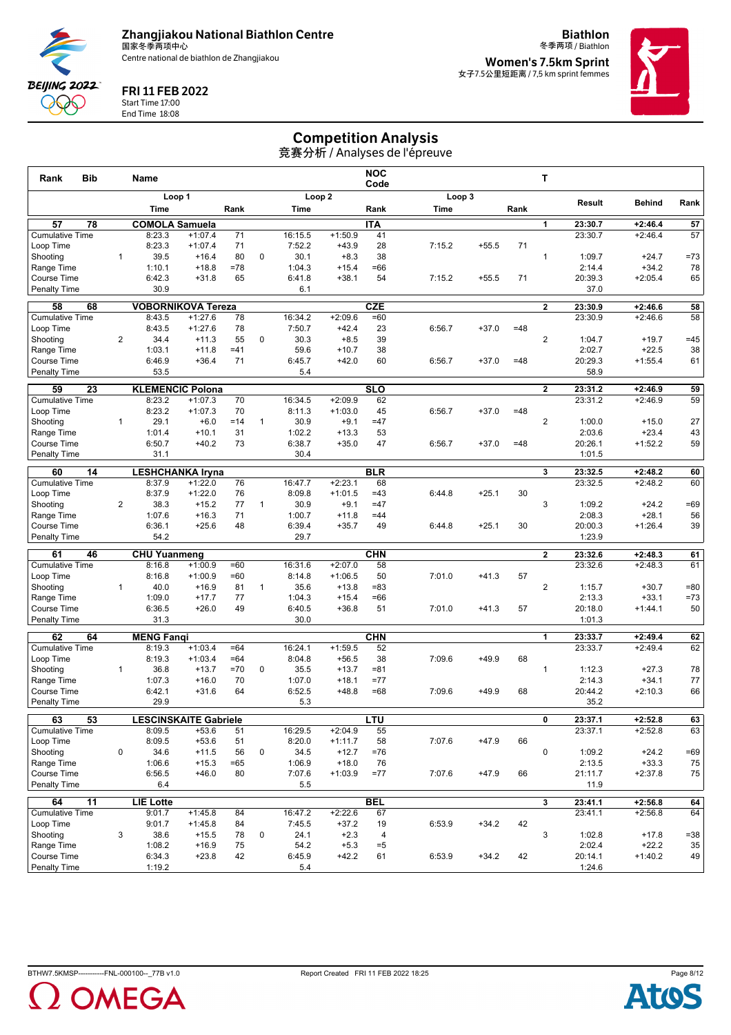Zhangjiakou National Biathlon Centre
国家冬季两项中心
Centre national de biathlon de Zhangjiakou

FRI 11 FEB 2022
Start Time 17:00
End Time 18:08

Biathlon
冬季两项 / Biathlon
Women's 7.5km Sprint
女子7.5公里短距离 / 7,5 km sprint femmes

# Competition Analysis
竞赛分析 / Analyses de l'épreuve

| Rank | Bib | | Name | | | | | NOC Code | | | | T | | | |
|---|---|---|---|---|---|---|---|---|---|---|---|---|---|---|---|
| | | | Loop 1 | | | | Loop 2 | | | Loop 3 | | | Result | Behind | Rank |
| | | | Time | | Rank | | Time | | Rank | Time | | Rank | | | |
| **57** | **78** | | **COMOLA Samuela** | | | | | **ITA** | | | | **1** | **23:30.7** | **+2:46.4** | **57** |
| Cumulative Time | | | 8:23.3 | +1:07.4 | 71 | | 16:15.5 | +1:50.9 | 41 | | | | 23:30.7 | +2:46.4 | 57 |
| Loop Time | | | 8:23.3 | +1:07.4 | 71 | | 7:52.2 | +43.9 | 28 | 7:15.2 | +55.5 | 71 | | | |
| Shooting | | 1 | 39.5 | +16.4 | 80 | 0 | 30.1 | +8.3 | 38 | | | 1 | 1:09.7 | +24.7 | =73 |
| Range Time | | | 1:10.1 | +18.8 | =78 | | 1:04.3 | +15.4 | =66 | | | | 2:14.4 | +34.2 | 78 |
| Course Time | | | 6:42.3 | +31.8 | 65 | | 6:41.8 | +38.1 | 54 | 7:15.2 | +55.5 | 71 | 20:39.3 | +2:05.4 | 65 |
| Penalty Time | | | 30.9 | | | | 6.1 | | | | | | 37.0 | | |
| **58** | **68** | | **VOBORNIKOVA Tereza** | | | | | **CZE** | | | | **2** | **23:30.9** | **+2:46.6** | **58** |
| Cumulative Time | | | 8:43.5 | +1:27.6 | 78 | | 16:34.2 | +2:09.6 | =60 | | | | 23:30.9 | +2:46.6 | 58 |
| Loop Time | | | 8:43.5 | +1:27.6 | 78 | | 7:50.7 | +42.4 | 23 | 6:56.7 | +37.0 | =48 | | | |
| Shooting | | 2 | 34.4 | +11.3 | 55 | 0 | 30.3 | +8.5 | 39 | | | 2 | 1:04.7 | +19.7 | =45 |
| Range Time | | | 1:03.1 | +11.8 | =41 | | 59.6 | +10.7 | 38 | | | | 2:02.7 | +22.5 | 38 |
| Course Time | | | 6:46.9 | +36.4 | 71 | | 6:45.7 | +42.0 | 60 | 6:56.7 | +37.0 | =48 | 20:29.3 | +1:55.4 | 61 |
| Penalty Time | | | 53.5 | | | | 5.4 | | | | | | 58.9 | | |
| **59** | **23** | | **KLEMENCIC Polona** | | | | | **SLO** | | | | **2** | **23:31.2** | **+2:46.9** | **59** |
| Cumulative Time | | | 8:23.2 | +1:07.3 | 70 | | 16:34.5 | +2:09.9 | 62 | | | | 23:31.2 | +2:46.9 | 59 |
| Loop Time | | | 8:23.2 | +1:07.3 | 70 | | 8:11.3 | +1:03.0 | 45 | 6:56.7 | +37.0 | =48 | | | |
| Shooting | | 1 | 29.1 | +6.0 | =14 | 1 | 30.9 | +9.1 | =47 | | | 2 | 1:00.0 | +15.0 | 27 |
| Range Time | | | 1:01.4 | +10.1 | 31 | | 1:02.2 | +13.3 | 53 | | | | 2:03.6 | +23.4 | 43 |
| Course Time | | | 6:50.7 | +40.2 | 73 | | 6:38.7 | +35.0 | 47 | 6:56.7 | +37.0 | =48 | 20:26.1 | +1:52.2 | 59 |
| Penalty Time | | | 31.1 | | | | 30.4 | | | | | | 1:01.5 | | |
| **60** | **14** | | **LESHCHANKA Iryna** | | | | | **BLR** | | | | **3** | **23:32.5** | **+2:48.2** | **60** |
| Cumulative Time | | | 8:37.9 | +1:22.0 | 76 | | 16:47.7 | +2:23.1 | 68 | | | | 23:32.5 | +2:48.2 | 60 |
| Loop Time | | | 8:37.9 | +1:22.0 | 76 | | 8:09.8 | +1:01.5 | =43 | 6:44.8 | +25.1 | 30 | | | |
| Shooting | | 2 | 38.3 | +15.2 | 77 | 1 | 30.9 | +9.1 | =47 | | | 3 | 1:09.2 | +24.2 | =69 |
| Range Time | | | 1:07.6 | +16.3 | 71 | | 1:00.7 | +11.8 | =44 | | | | 2:08.3 | +28.1 | 56 |
| Course Time | | | 6:36.1 | +25.6 | 48 | | 6:39.4 | +35.7 | 49 | 6:44.8 | +25.1 | 30 | 20:00.3 | +1:26.4 | 39 |
| Penalty Time | | | 54.2 | | | | 29.7 | | | | | | 1:23.9 | | |
| **61** | **46** | | **CHU Yuanmeng** | | | | | **CHN** | | | | **2** | **23:32.6** | **+2:48.3** | **61** |
| Cumulative Time | | | 8:16.8 | +1:00.9 | =60 | | 16:31.6 | +2:07.0 | 58 | | | | 23:32.6 | +2:48.3 | 61 |
| Loop Time | | | 8:16.8 | +1:00.9 | =60 | | 8:14.8 | +1:06.5 | 50 | 7:01.0 | +41.3 | 57 | | | |
| Shooting | | 1 | 40.0 | +16.9 | 81 | 1 | 35.6 | +13.8 | =83 | | | 2 | 1:15.7 | +30.7 | =80 |
| Range Time | | | 1:09.0 | +17.7 | 77 | | 1:04.3 | +15.4 | =66 | | | | 2:13.3 | +33.1 | =73 |
| Course Time | | | 6:36.5 | +26.0 | 49 | | 6:40.5 | +36.8 | 51 | 7:01.0 | +41.3 | 57 | 20:18.0 | +1:44.1 | 50 |
| Penalty Time | | | 31.3 | | | | 30.0 | | | | | | 1:01.3 | | |
| **62** | **64** | | **MENG Fanqi** | | | | | **CHN** | | | | **1** | **23:33.7** | **+2:49.4** | **62** |
| Cumulative Time | | | 8:19.3 | +1:03.4 | =64 | | 16:24.1 | +1:59.5 | 52 | | | | 23:33.7 | +2:49.4 | 62 |
| Loop Time | | | 8:19.3 | +1:03.4 | =64 | | 8:04.8 | +56.5 | 38 | 7:09.6 | +49.9 | 68 | | | |
| Shooting | | 1 | 36.8 | +13.7 | =70 | 0 | 35.5 | +13.7 | =81 | | | 1 | 1:12.3 | +27.3 | 78 |
| Range Time | | | 1:07.3 | +16.0 | 70 | | 1:07.0 | +18.1 | =77 | | | | 2:14.3 | +34.1 | 77 |
| Course Time | | | 6:42.1 | +31.6 | 64 | | 6:52.5 | +48.8 | =68 | 7:09.6 | +49.9 | 68 | 20:44.2 | +2:10.3 | 66 |
| Penalty Time | | | 29.9 | | | | 5.3 | | | | | | 35.2 | | |
| **63** | **53** | | **LESCINSKAITE Gabriele** | | | | | **LTU** | | | | **0** | **23:37.1** | **+2:52.8** | **63** |
| Cumulative Time | | | 8:09.5 | +53.6 | 51 | | 16:29.5 | +2:04.9 | 55 | | | | 23:37.1 | +2:52.8 | 63 |
| Loop Time | | | 8:09.5 | +53.6 | 51 | | 8:20.0 | +1:11.7 | 58 | 7:07.6 | +47.9 | 66 | | | |
| Shooting | | 0 | 34.6 | +11.5 | 56 | 0 | 34.5 | +12.7 | =76 | | | 0 | 1:09.2 | +24.2 | =69 |
| Range Time | | | 1:06.6 | +15.3 | =65 | | 1:06.9 | +18.0 | 76 | | | | 2:13.5 | +33.3 | 75 |
| Course Time | | | 6:56.5 | +46.0 | 80 | | 7:07.6 | +1:03.9 | =77 | 7:07.6 | +47.9 | 66 | 21:11.7 | +2:37.8 | 75 |
| Penalty Time | | | 6.4 | | | | 5.5 | | | | | | 11.9 | | |
| **64** | **11** | | **LIE Lotte** | | | | | **BEL** | | | | **3** | **23:41.1** | **+2:56.8** | **64** |
| Cumulative Time | | | 9:01.7 | +1:45.8 | 84 | | 16:47.2 | +2:22.6 | 67 | | | | 23:41.1 | +2:56.8 | 64 |
| Loop Time | | | 9:01.7 | +1:45.8 | 84 | | 7:45.5 | +37.2 | 19 | 6:53.9 | +34.2 | 42 | | | |
| Shooting | | 3 | 38.6 | +15.5 | 78 | 0 | 24.1 | +2.3 | 4 | | | 3 | 1:02.8 | +17.8 | =38 |
| Range Time | | | 1:08.2 | +16.9 | 75 | | 54.2 | +5.3 | =5 | | | | 2:02.4 | +22.2 | 35 |
| Course Time | | | 6:34.3 | +23.8 | 42 | | 6:45.9 | +42.2 | 61 | 6:53.9 | +34.2 | 42 | 20:14.1 | +1:40.2 | 49 |
| Penalty Time | | | 1:19.2 | | | | 5.4 | | | | | | 1:24.6 | | |

BTHW7.5KMSP-----------FNL-000100--_77B v1.0 Report Created FRI 11 FEB 2022 18:25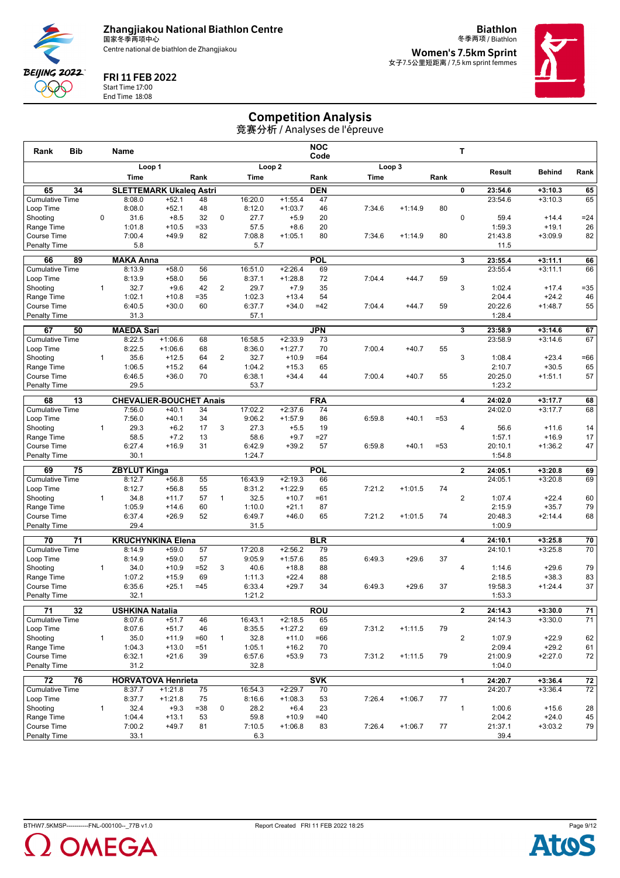**Zhangjiakou National Biathlon Centre**
国家冬季两项中心
Centre national de biathlon de Zhangjiakou

**FRI 11 FEB 2022**
Start Time 17:00
End Time 18:08

**Biathlon**
冬季两项 / Biathlon

**Women's 7.5km Sprint**
女子7.5公里短距离 / 7,5 km sprint femmes

# Competition Analysis
竞赛分析 / Analyses de l'épreuve

| Rank | Bib | | Name | | | | | NOC Code | | | | T | | | |
|---|---|---|---|---|---|---|---|---|---|---|---|---|---|---|---|
| | | | Loop 1 | | | | Loop 2 | | | Loop 3 | | | | | |
| | | | Time | | Rank | | Time | | Rank | Time | | Rank | | Result | Behind | Rank |
| **65** | **34** | | **SLETTEMARK Ukaleq Astri** | | | | | **DEN** | | | | **0** | **23:54.6** | **+3:10.3** | **65** |
| Cumulative Time | | | 8:08.0 | +52.1 | 48 | | 16:20.0 | +1:55.4 | 47 | | | | | 23:54.6 | +3:10.3 | 65 |
| Loop Time | | | 8:08.0 | +52.1 | 48 | | 8:12.0 | +1:03.7 | 46 | 7:34.6 | +1:14.9 | 80 | | | | |
| Shooting | | 0 | 31.6 | +8.5 | 32 | 0 | 27.7 | +5.9 | 20 | | | | 0 | 59.4 | +14.4 | =24 |
| Range Time | | | 1:01.8 | +10.5 | =33 | | 57.5 | +8.6 | 20 | | | | | 1:59.3 | +19.1 | 26 |
| Course Time | | | 7:00.4 | +49.9 | 82 | | 7:08.8 | +1:05.1 | 80 | 7:34.6 | +1:14.9 | 80 | | 21:43.8 | +3:09.9 | 82 |
| Penalty Time | | | 5.8 | | | | 5.7 | | | | | | | 11.5 | | |
| **66** | **89** | | **MAKA Anna** | | | | | **POL** | | | | **3** | **23:55.4** | **+3:11.1** | **66** |
| Cumulative Time | | | 8:13.9 | +58.0 | 56 | | 16:51.0 | +2:26.4 | 69 | | | | | 23:55.4 | +3:11.1 | 66 |
| Loop Time | | | 8:13.9 | +58.0 | 56 | | 8:37.1 | +1:28.8 | 72 | 7:04.4 | +44.7 | 59 | | | | |
| Shooting | | 1 | 32.7 | +9.6 | 42 | 2 | 29.7 | +7.9 | 35 | | | | 3 | 1:02.4 | +17.4 | =35 |
| Range Time | | | 1:02.1 | +10.8 | =35 | | 1:02.3 | +13.4 | 54 | | | | | 2:04.4 | +24.2 | 46 |
| Course Time | | | 6:40.5 | +30.0 | 60 | | 6:37.7 | +34.0 | =42 | 7:04.4 | +44.7 | 59 | | 20:22.6 | +1:48.7 | 55 |
| Penalty Time | | | 31.3 | | | | 57.1 | | | | | | | 1:28.4 | | |
| **67** | **50** | | **MAEDA Sari** | | | | | **JPN** | | | | **3** | **23:58.9** | **+3:14.6** | **67** |
| Cumulative Time | | | 8:22.5 | +1:06.6 | 68 | | 16:58.5 | +2:33.9 | 73 | | | | | 23:58.9 | +3:14.6 | 67 |
| Loop Time | | | 8:22.5 | +1:06.6 | 68 | | 8:36.0 | +1:27.7 | 70 | 7:00.4 | +40.7 | 55 | | | | |
| Shooting | | 1 | 35.6 | +12.5 | 64 | 2 | 32.7 | +10.9 | =64 | | | | 3 | 1:08.4 | +23.4 | =66 |
| Range Time | | | 1:06.5 | +15.2 | 64 | | 1:04.2 | +15.3 | 65 | | | | | 2:10.7 | +30.5 | 65 |
| Course Time | | | 6:46.5 | +36.0 | 70 | | 6:38.1 | +34.4 | 44 | 7:00.4 | +40.7 | 55 | | 20:25.0 | +1:51.1 | 57 |
| Penalty Time | | | 29.5 | | | | 53.7 | | | | | | | 1:23.2 | | |
| **68** | **13** | | **CHEVALIER-BOUCHET Anais** | | | | | **FRA** | | | | **4** | **24:02.0** | **+3:17.7** | **68** |
| Cumulative Time | | | 7:56.0 | +40.1 | 34 | | 17:02.2 | +2:37.6 | 74 | | | | | 24:02.0 | +3:17.7 | 68 |
| Loop Time | | | 7:56.0 | +40.1 | 34 | | 9:06.2 | +1:57.9 | 86 | 6:59.8 | +40.1 | =53 | | | | |
| Shooting | | 1 | 29.3 | +6.2 | 17 | 3 | 27.3 | +5.5 | 19 | | | | 4 | 56.6 | +11.6 | 14 |
| Range Time | | | 58.5 | +7.2 | 13 | | 58.6 | +9.7 | =27 | | | | | 1:57.1 | +16.9 | 17 |
| Course Time | | | 6:27.4 | +16.9 | 31 | | 6:42.9 | +39.2 | 57 | 6:59.8 | +40.1 | =53 | | 20:10.1 | +1:36.2 | 47 |
| Penalty Time | | | 30.1 | | | | 1:24.7 | | | | | | | 1:54.8 | | |
| **69** | **75** | | **ZBYLUT Kinga** | | | | | **POL** | | | | **2** | **24:05.1** | **+3:20.8** | **69** |
| Cumulative Time | | | 8:12.7 | +56.8 | 55 | | 16:43.9 | +2:19.3 | 66 | | | | | 24:05.1 | +3:20.8 | 69 |
| Loop Time | | | 8:12.7 | +56.8 | 55 | | 8:31.2 | +1:22.9 | 65 | 7:21.2 | +1:01.5 | 74 | | | | |
| Shooting | | 1 | 34.8 | +11.7 | 57 | 1 | 32.5 | +10.7 | =61 | | | | 2 | 1:07.4 | +22.4 | 60 |
| Range Time | | | 1:05.9 | +14.6 | 60 | | 1:10.0 | +21.1 | 87 | | | | | 2:15.9 | +35.7 | 79 |
| Course Time | | | 6:37.4 | +26.9 | 52 | | 6:49.7 | +46.0 | 65 | 7:21.2 | +1:01.5 | 74 | | 20:48.3 | +2:14.4 | 68 |
| Penalty Time | | | 29.4 | | | | 31.5 | | | | | | | 1:00.9 | | |
| **70** | **71** | | **KRUCHYNKINA Elena** | | | | | **BLR** | | | | **4** | **24:10.1** | **+3:25.8** | **70** |
| Cumulative Time | | | 8:14.9 | +59.0 | 57 | | 17:20.8 | +2:56.2 | 79 | | | | | 24:10.1 | +3:25.8 | 70 |
| Loop Time | | | 8:14.9 | +59.0 | 57 | | 9:05.9 | +1:57.6 | 85 | 6:49.3 | +29.6 | 37 | | | | |
| Shooting | | 1 | 34.0 | +10.9 | =52 | 3 | 40.6 | +18.8 | 88 | | | | 4 | 1:14.6 | +29.6 | 79 |
| Range Time | | | 1:07.2 | +15.9 | 69 | | 1:11.3 | +22.4 | 88 | | | | | 2:18.5 | +38.3 | 83 |
| Course Time | | | 6:35.6 | +25.1 | =45 | | 6:33.4 | +29.7 | 34 | 6:49.3 | +29.6 | 37 | | 19:58.3 | +1:24.4 | 37 |
| Penalty Time | | | 32.1 | | | | 1:21.2 | | | | | | | 1:53.3 | | |
| **71** | **32** | | **USHKINA Natalia** | | | | | **ROU** | | | | **2** | **24:14.3** | **+3:30.0** | **71** |
| Cumulative Time | | | 8:07.6 | +51.7 | 46 | | 16:43.1 | +2:18.5 | 65 | | | | | 24:14.3 | +3:30.0 | 71 |
| Loop Time | | | 8:07.6 | +51.7 | 46 | | 8:35.5 | +1:27.2 | 69 | 7:31.2 | +1:11.5 | 79 | | | | |
| Shooting | | 1 | 35.0 | +11.9 | =60 | 1 | 32.8 | +11.0 | =66 | | | | 2 | 1:07.9 | +22.9 | 62 |
| Range Time | | | 1:04.3 | +13.0 | =51 | | 1:05.1 | +16.2 | 70 | | | | | 2:09.4 | +29.2 | 61 |
| Course Time | | | 6:32.1 | +21.6 | 39 | | 6:57.6 | +53.9 | 73 | 7:31.2 | +1:11.5 | 79 | | 21:00.9 | +2:27.0 | 72 |
| Penalty Time | | | 31.2 | | | | 32.8 | | | | | | | 1:04.0 | | |
| **72** | **76** | | **HORVATOVA Henrieta** | | | | | **SVK** | | | | **1** | **24:20.7** | **+3:36.4** | **72** |
| Cumulative Time | | | 8:37.7 | +1:21.8 | 75 | | 16:54.3 | +2:29.7 | 70 | | | | | 24:20.7 | +3:36.4 | 72 |
| Loop Time | | | 8:37.7 | +1:21.8 | 75 | | 8:16.6 | +1:08.3 | 53 | 7:26.4 | +1:06.7 | 77 | | | | |
| Shooting | | 1 | 32.4 | +9.3 | =38 | 0 | 28.2 | +6.4 | 23 | | | | 1 | 1:00.6 | +15.6 | 28 |
| Range Time | | | 1:04.4 | +13.1 | 53 | | 59.8 | +10.9 | =40 | | | | | 2:04.2 | +24.0 | 45 |
| Course Time | | | 7:00.2 | +49.7 | 81 | | 7:10.5 | +1:06.8 | 83 | 7:26.4 | +1:06.7 | 77 | | 21:37.1 | +3:03.2 | 79 |
| Penalty Time | | | 33.1 | | | | 6.3 | | | | | | | 39.4 | | |

BTHW7.5KMSP-----------FNL-000100--_77B v1.0 Report Created FRI 11 FEB 2022 18:25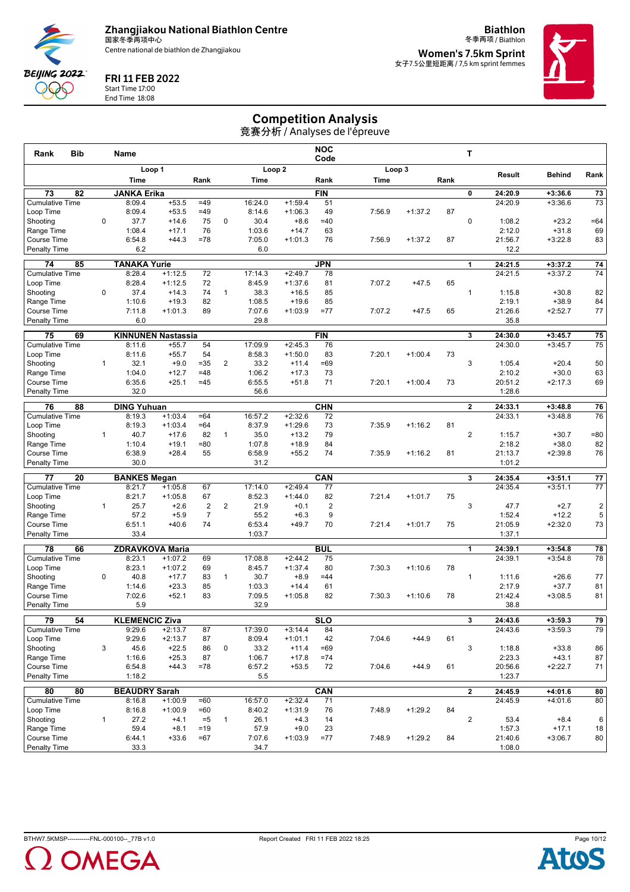**Zhangjiakou National Biathlon Centre**
国家冬季两项中心
Centre national de biathlon de Zhangjiakou

**FRI 11 FEB 2022**
Start Time 17:00
End Time 18:08

**Biathlon**
冬季两项 / Biathlon

**Women's 7.5km Sprint**
女子7.5公里短距离 / 7,5 km sprint femmes

# Competition Analysis
竞赛分析 / Analyses de l'épreuve

| Rank | Bib | Name | | | | | | NOC Code | | | | T | | | |
|---|---|---|---|---|---|---|---|---|---|---|---|---|---|---|---|
| | | Loop 1 | | | | Loop 2 | | | Loop 3 | | | | Result | Behind | Rank |
| | | Time | | Rank | | Time | | Rank | Time | | Rank | | | | |
| **73** | **82** | **JANKA Erika** | | | | | | **FIN** | | | | **0** | **24:20.9** | **+3:36.6** | **73** |
| Cumulative Time | | 8:09.4 | +53.5 | =49 | | 16:24.0 | +1:59.4 | 51 | | | | | 24:20.9 | +3:36.6 | 73 |
| Loop Time | | 8:09.4 | +53.5 | =49 | | 8:14.6 | +1:06.3 | 49 | 7:56.9 | +1:37.2 | 87 | | | | |
| Shooting | 0 | 37.7 | +14.6 | 75 | 0 | 30.4 | +8.6 | =40 | | | | 0 | 1:08.2 | +23.2 | =64 |
| Range Time | | 1:08.4 | +17.1 | 76 | | 1:03.6 | +14.7 | 63 | | | | | 2:12.0 | +31.8 | 69 |
| Course Time | | 6:54.8 | +44.3 | =78 | | 7:05.0 | +1:01.3 | 76 | 7:56.9 | +1:37.2 | 87 | | 21:56.7 | +3:22.8 | 83 |
| Penalty Time | | 6.2 | | | | 6.0 | | | | | | | 12.2 | | |
| **74** | **85** | **TANAKA Yurie** | | | | | | **JPN** | | | | **1** | **24:21.5** | **+3:37.2** | **74** |
| Cumulative Time | | 8:28.4 | +1:12.5 | 72 | | 17:14.3 | +2:49.7 | 78 | | | | | 24:21.5 | +3:37.2 | 74 |
| Loop Time | | 8:28.4 | +1:12.5 | 72 | | 8:45.9 | +1:37.6 | 81 | 7:07.2 | +47.5 | 65 | | | | |
| Shooting | 0 | 37.4 | +14.3 | 74 | 1 | 38.3 | +16.5 | 85 | | | | 1 | 1:15.8 | +30.8 | 82 |
| Range Time | | 1:10.6 | +19.3 | 82 | | 1:08.5 | +19.6 | 85 | | | | | 2:19.1 | +38.9 | 84 |
| Course Time | | 7:11.8 | +1:01.3 | 89 | | 7:07.6 | +1:03.9 | =77 | 7:07.2 | +47.5 | 65 | | 21:26.6 | +2:52.7 | 77 |
| Penalty Time | | 6.0 | | | | 29.8 | | | | | | | 35.8 | | |
| **75** | **69** | **KINNUNEN Nastassia** | | | | | | **FIN** | | | | **3** | **24:30.0** | **+3:45.7** | **75** |
| Cumulative Time | | 8:11.6 | +55.7 | 54 | | 17:09.9 | +2:45.3 | 76 | | | | | 24:30.0 | +3:45.7 | 75 |
| Loop Time | | 8:11.6 | +55.7 | 54 | | 8:58.3 | +1:50.0 | 83 | 7:20.1 | +1:00.4 | 73 | | | | |
| Shooting | 1 | 32.1 | +9.0 | =35 | 2 | 33.2 | +11.4 | =69 | | | | 3 | 1:05.4 | +20.4 | 50 |
| Range Time | | 1:04.0 | +12.7 | =48 | | 1:06.2 | +17.3 | 73 | | | | | 2:10.2 | +30.0 | 63 |
| Course Time | | 6:35.6 | +25.1 | =45 | | 6:55.5 | +51.8 | 71 | 7:20.1 | +1:00.4 | 73 | | 20:51.2 | +2:17.3 | 69 |
| Penalty Time | | 32.0 | | | | 56.6 | | | | | | | 1:28.6 | | |
| **76** | **88** | **DING Yuhuan** | | | | | | **CHN** | | | | **2** | **24:33.1** | **+3:48.8** | **76** |
| Cumulative Time | | 8:19.3 | +1:03.4 | =64 | | 16:57.2 | +2:32.6 | 72 | | | | | 24:33.1 | +3:48.8 | 76 |
| Loop Time | | 8:19.3 | +1:03.4 | =64 | | 8:37.9 | +1:29.6 | 73 | 7:35.9 | +1:16.2 | 81 | | | | |
| Shooting | 1 | 40.7 | +17.6 | 82 | 1 | 35.0 | +13.2 | 79 | | | | 2 | 1:15.7 | +30.7 | =80 |
| Range Time | | 1:10.4 | +19.1 | =80 | | 1:07.8 | +18.9 | 84 | | | | | 2:18.2 | +38.0 | 82 |
| Course Time | | 6:38.9 | +28.4 | 55 | | 6:58.9 | +55.2 | 74 | 7:35.9 | +1:16.2 | 81 | | 21:13.7 | +2:39.8 | 76 |
| Penalty Time | | 30.0 | | | | 31.2 | | | | | | | 1:01.2 | | |
| **77** | **20** | **BANKES Megan** | | | | | | **CAN** | | | | **3** | **24:35.4** | **+3:51.1** | **77** |
| Cumulative Time | | 8:21.7 | +1:05.8 | 67 | | 17:14.0 | +2:49.4 | 77 | | | | | 24:35.4 | +3:51.1 | 77 |
| Loop Time | | 8:21.7 | +1:05.8 | 67 | | 8:52.3 | +1:44.0 | 82 | 7:21.4 | +1:01.7 | 75 | | | | |
| Shooting | 1 | 25.7 | +2.6 | 2 | 2 | 21.9 | +0.1 | 2 | | | | 3 | 47.7 | +2.7 | 2 |
| Range Time | | 57.2 | +5.9 | 7 | | 55.2 | +6.3 | 9 | | | | | 1:52.4 | +12.2 | 5 |
| Course Time | | 6:51.1 | +40.6 | 74 | | 6:53.4 | +49.7 | 70 | 7:21.4 | +1:01.7 | 75 | | 21:05.9 | +2:32.0 | 73 |
| Penalty Time | | 33.4 | | | | 1:03.7 | | | | | | | 1:37.1 | | |
| **78** | **66** | **ZDRAVKOVA Maria** | | | | | | **BUL** | | | | **1** | **24:39.1** | **+3:54.8** | **78** |
| Cumulative Time | | 8:23.1 | +1:07.2 | 69 | | 17:08.8 | +2:44.2 | 75 | | | | | 24:39.1 | +3:54.8 | 78 |
| Loop Time | | 8:23.1 | +1:07.2 | 69 | | 8:45.7 | +1:37.4 | 80 | 7:30.3 | +1:10.6 | 78 | | | | |
| Shooting | 0 | 40.8 | +17.7 | 83 | 1 | 30.7 | +8.9 | =44 | | | | 1 | 1:11.6 | +26.6 | 77 |
| Range Time | | 1:14.6 | +23.3 | 85 | | 1:03.3 | +14.4 | 61 | | | | | 2:17.9 | +37.7 | 81 |
| Course Time | | 7:02.6 | +52.1 | 83 | | 7:09.5 | +1:05.8 | 82 | 7:30.3 | +1:10.6 | 78 | | 21:42.4 | +3:08.5 | 81 |
| Penalty Time | | 5.9 | | | | 32.9 | | | | | | | 38.8 | | |
| **79** | **54** | **KLEMENCIC Ziva** | | | | | | **SLO** | | | | **3** | **24:43.6** | **+3:59.3** | **79** |
| Cumulative Time | | 9:29.6 | +2:13.7 | 87 | | 17:39.0 | +3:14.4 | 84 | | | | | 24:43.6 | +3:59.3 | 79 |
| Loop Time | | 9:29.6 | +2:13.7 | 87 | | 8:09.4 | +1:01.1 | 42 | 7:04.6 | +44.9 | 61 | | | | |
| Shooting | 3 | 45.6 | +22.5 | 86 | 0 | 33.2 | +11.4 | =69 | | | | 3 | 1:18.8 | +33.8 | 86 |
| Range Time | | 1:16.6 | +25.3 | 87 | | 1:06.7 | +17.8 | =74 | | | | | 2:23.3 | +43.1 | 87 |
| Course Time | | 6:54.8 | +44.3 | =78 | | 6:57.2 | +53.5 | 72 | 7:04.6 | +44.9 | 61 | | 20:56.6 | +2:22.7 | 71 |
| Penalty Time | | 1:18.2 | | | | 5.5 | | | | | | | 1:23.7 | | |
| **80** | **80** | **BEAUDRY Sarah** | | | | | | **CAN** | | | | **2** | **24:45.9** | **+4:01.6** | **80** |
| Cumulative Time | | 8:16.8 | +1:00.9 | =60 | | 16:57.0 | +2:32.4 | 71 | | | | | 24:45.9 | +4:01.6 | 80 |
| Loop Time | | 8:16.8 | +1:00.9 | =60 | | 8:40.2 | +1:31.9 | 76 | 7:48.9 | +1:29.2 | 84 | | | | |
| Shooting | 1 | 27.2 | +4.1 | =5 | 1 | 26.1 | +4.3 | 14 | | | | 2 | 53.4 | +8.4 | 6 |
| Range Time | | 59.4 | +8.1 | =19 | | 57.9 | +9.0 | 23 | | | | | 1:57.3 | +17.1 | 18 |
| Course Time | | 6:44.1 | +33.6 | =67 | | 7:07.6 | +1:03.9 | =77 | 7:48.9 | +1:29.2 | 84 | | 21:40.6 | +3:06.7 | 80 |
| Penalty Time | | 33.3 | | | | 34.7 | | | | | | | 1:08.0 | | |

BTHW7.5KMSP-----------FNL-000100--_77B v1.0 Report Created FRI 11 FEB 2022 18:25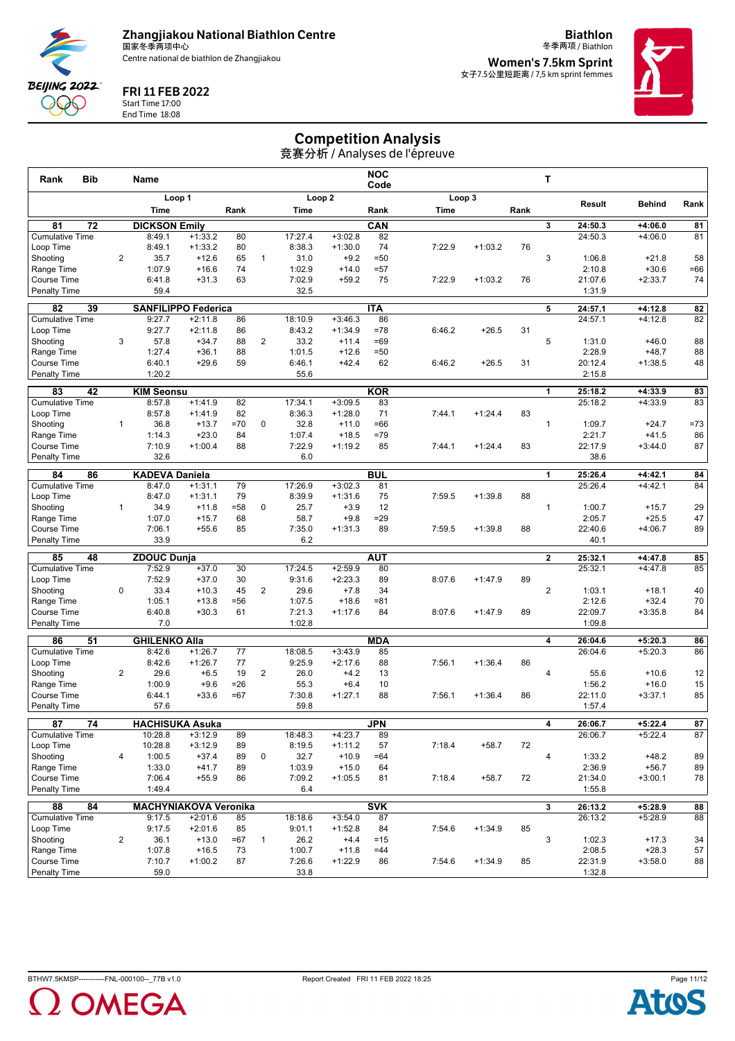# Zhangjiakou National Biathlon Centre

国家冬季两项中心

Centre national de biathlon de Zhangjiakou

**Biathlon**

冬季两项 / Biathlon

**Women's 7.5km Sprint**

女子7.5公里短距离 / 7,5 km sprint femmes

**FRI 11 FEB 2022**

Start Time 17:00

End Time 18:08

## Competition Analysis

竞赛分析 / Analyses de l'épreuve

| Rank | Bib | | Name | | | | | NOC Code | | | | T | | | |
|---|---|---|---|---|---|---|---|---|---|---|---|---|---|---|---|
| | | | Loop 1 | | | | Loop 2 | | | Loop 3 | | | Result | Behind | Rank |
| | | | Time | | Rank | | Time | | Rank | Time | | Rank | | | |
| **81** | **72** | | **DICKSON Emily** | | | | | **CAN** | | | | **3** | **24:50.3** | **+4:06.0** | **81** |
| Cumulative Time | | | 8:49.1 | +1:33.2 | 80 | | 17:27.4 | +3:02.8 | 82 | | | | 24:50.3 | +4:06.0 | 81 |
| Loop Time | | | 8:49.1 | +1:33.2 | 80 | | 8:38.3 | +1:30.0 | 74 | 7:22.9 | +1:03.2 | 76 | | | |
| Shooting | | 2 | 35.7 | +12.6 | 65 | 1 | 31.0 | +9.2 | =50 | | | 3 | 1:06.8 | +21.8 | 58 |
| Range Time | | | 1:07.9 | +16.6 | 74 | | 1:02.9 | +14.0 | =57 | | | | 2:10.8 | +30.6 | =66 |
| Course Time | | | 6:41.8 | +31.3 | 63 | | 7:02.9 | +59.2 | 75 | 7:22.9 | +1:03.2 | 76 | 21:07.6 | +2:33.7 | 74 |
| Penalty Time | | | 59.4 | | | | 32.5 | | | | | | 1:31.9 | | |
| **82** | **39** | | **SANFILIPPO Federica** | | | | | **ITA** | | | | **5** | **24:57.1** | **+4:12.8** | **82** |
| Cumulative Time | | | 9:27.7 | +2:11.8 | 86 | | 18:10.9 | +3:46.3 | 86 | | | | 24:57.1 | +4:12.8 | 82 |
| Loop Time | | | 9:27.7 | +2:11.8 | 86 | | 8:43.2 | +1:34.9 | =78 | 6:46.2 | +26.5 | 31 | | | |
| Shooting | | 3 | 57.8 | +34.7 | 88 | 2 | 33.2 | +11.4 | =69 | | | 5 | 1:31.0 | +46.0 | 88 |
| Range Time | | | 1:27.4 | +36.1 | 88 | | 1:01.5 | +12.6 | =50 | | | | 2:28.9 | +48.7 | 88 |
| Course Time | | | 6:40.1 | +29.6 | 59 | | 6:46.1 | +42.4 | 62 | 6:46.2 | +26.5 | 31 | 20:12.4 | +1:38.5 | 48 |
| Penalty Time | | | 1:20.2 | | | | 55.6 | | | | | | 2:15.8 | | |
| **83** | **42** | | **KIM Seonsu** | | | | | **KOR** | | | | **1** | **25:18.2** | **+4:33.9** | **83** |
| Cumulative Time | | | 8:57.8 | +1:41.9 | 82 | | 17:34.1 | +3:09.5 | 83 | | | | 25:18.2 | +4:33.9 | 83 |
| Loop Time | | | 8:57.8 | +1:41.9 | 82 | | 8:36.3 | +1:28.0 | 71 | 7:44.1 | +1:24.4 | 83 | | | |
| Shooting | | 1 | 36.8 | +13.7 | =70 | 0 | 32.8 | +11.0 | =66 | | | 1 | 1:09.7 | +24.7 | =73 |
| Range Time | | | 1:14.3 | +23.0 | 84 | | 1:07.4 | +18.5 | =79 | | | | 2:21.7 | +41.5 | 86 |
| Course Time | | | 7:10.9 | +1:00.4 | 88 | | 7:22.9 | +1:19.2 | 85 | 7:44.1 | +1:24.4 | 83 | 22:17.9 | +3:44.0 | 87 |
| Penalty Time | | | 32.6 | | | | 6.0 | | | | | | 38.6 | | |
| **84** | **86** | | **KADEVA Daniela** | | | | | **BUL** | | | | **1** | **25:26.4** | **+4:42.1** | **84** |
| Cumulative Time | | | 8:47.0 | +1:31.1 | 79 | | 17:26.9 | +3:02.3 | 81 | | | | 25:26.4 | +4:42.1 | 84 |
| Loop Time | | | 8:47.0 | +1:31.1 | 79 | | 8:39.9 | +1:31.6 | 75 | 7:59.5 | +1:39.8 | 88 | | | |
| Shooting | | 1 | 34.9 | +11.8 | =58 | 0 | 25.7 | +3.9 | 12 | | | 1 | 1:00.7 | +15.7 | 29 |
| Range Time | | | 1:07.0 | +15.7 | 68 | | 58.7 | +9.8 | =29 | | | | 2:05.7 | +25.5 | 47 |
| Course Time | | | 7:06.1 | +55.6 | 85 | | 7:35.0 | +1:31.3 | 89 | 7:59.5 | +1:39.8 | 88 | 22:40.6 | +4:06.7 | 89 |
| Penalty Time | | | 33.9 | | | | 6.2 | | | | | | 40.1 | | |
| **85** | **48** | | **ZDOUC Dunja** | | | | | **AUT** | | | | **2** | **25:32.1** | **+4:47.8** | **85** |
| Cumulative Time | | | 7:52.9 | +37.0 | 30 | | 17:24.5 | +2:59.9 | 80 | | | | 25:32.1 | +4:47.8 | 85 |
| Loop Time | | | 7:52.9 | +37.0 | 30 | | 9:31.6 | +2:23.3 | 89 | 8:07.6 | +1:47.9 | 89 | | | |
| Shooting | | 0 | 33.4 | +10.3 | 45 | 2 | 29.6 | +7.8 | 34 | | | 2 | 1:03.1 | +18.1 | 40 |
| Range Time | | | 1:05.1 | +13.8 | =56 | | 1:07.5 | +18.6 | =81 | | | | 2:12.6 | +32.4 | 70 |
| Course Time | | | 6:40.8 | +30.3 | 61 | | 7:21.3 | +1:17.6 | 84 | 8:07.6 | +1:47.9 | 89 | 22:09.7 | +3:35.8 | 84 |
| Penalty Time | | | 7.0 | | | | 1:02.8 | | | | | | 1:09.8 | | |
| **86** | **51** | | **GHILENKO Alla** | | | | | **MDA** | | | | **4** | **26:04.6** | **+5:20.3** | **86** |
| Cumulative Time | | | 8:42.6 | +1:26.7 | 77 | | 18:08.5 | +3:43.9 | 85 | | | | 26:04.6 | +5:20.3 | 86 |
| Loop Time | | | 8:42.6 | +1:26.7 | 77 | | 9:25.9 | +2:17.6 | 88 | 7:56.1 | +1:36.4 | 86 | | | |
| Shooting | | 2 | 29.6 | +6.5 | 19 | 2 | 26.0 | +4.2 | 13 | | | 4 | 55.6 | +10.6 | 12 |
| Range Time | | | 1:00.9 | +9.6 | =26 | | 55.3 | +6.4 | 10 | | | | 1:56.2 | +16.0 | 15 |
| Course Time | | | 6:44.1 | +33.6 | =67 | | 7:30.8 | +1:27.1 | 88 | 7:56.1 | +1:36.4 | 86 | 22:11.0 | +3:37.1 | 85 |
| Penalty Time | | | 57.6 | | | | 59.8 | | | | | | 1:57.4 | | |
| **87** | **74** | | **HACHISUKA Asuka** | | | | | **JPN** | | | | **4** | **26:06.7** | **+5:22.4** | **87** |
| Cumulative Time | | | 10:28.8 | +3:12.9 | 89 | | 18:48.3 | +4:23.7 | 89 | | | | 26:06.7 | +5:22.4 | 87 |
| Loop Time | | | 10:28.8 | +3:12.9 | 89 | | 8:19.5 | +1:11.2 | 57 | 7:18.4 | +58.7 | 72 | | | |
| Shooting | | 4 | 1:00.5 | +37.4 | 89 | 0 | 32.7 | +10.9 | =64 | | | 4 | 1:33.2 | +48.2 | 89 |
| Range Time | | | 1:33.0 | +41.7 | 89 | | 1:03.9 | +15.0 | 64 | | | | 2:36.9 | +56.7 | 89 |
| Course Time | | | 7:06.4 | +55.9 | 86 | | 7:09.2 | +1:05.5 | 81 | 7:18.4 | +58.7 | 72 | 21:34.0 | +3:00.1 | 78 |
| Penalty Time | | | 1:49.4 | | | | 6.4 | | | | | | 1:55.8 | | |
| **88** | **84** | | **MACHYNIAKOVA Veronika** | | | | | **SVK** | | | | **3** | **26:13.2** | **+5:28.9** | **88** |
| Cumulative Time | | | 9:17.5 | +2:01.6 | 85 | | 18:18.6 | +3:54.0 | 87 | | | | 26:13.2 | +5:28.9 | 88 |
| Loop Time | | | 9:17.5 | +2:01.6 | 85 | | 9:01.1 | +1:52.8 | 84 | 7:54.6 | +1:34.9 | 85 | | | |
| Shooting | | 2 | 36.1 | +13.0 | =67 | 1 | 26.2 | +4.4 | =15 | | | 3 | 1:02.3 | +17.3 | 34 |
| Range Time | | | 1:07.8 | +16.5 | 73 | | 1:00.7 | +11.8 | =44 | | | | 2:08.5 | +28.3 | 57 |
| Course Time | | | 7:10.7 | +1:00.2 | 87 | | 7:26.6 | +1:22.9 | 86 | 7:54.6 | +1:34.9 | 85 | 22:31.9 | +3:58.0 | 88 |
| Penalty Time | | | 59.0 | | | | 33.8 | | | | | | 1:32.8 | | |

BTHW7.5KMSP-----------FNL-000100--_77B v1.0 Report Created FRI 11 FEB 2022 18:25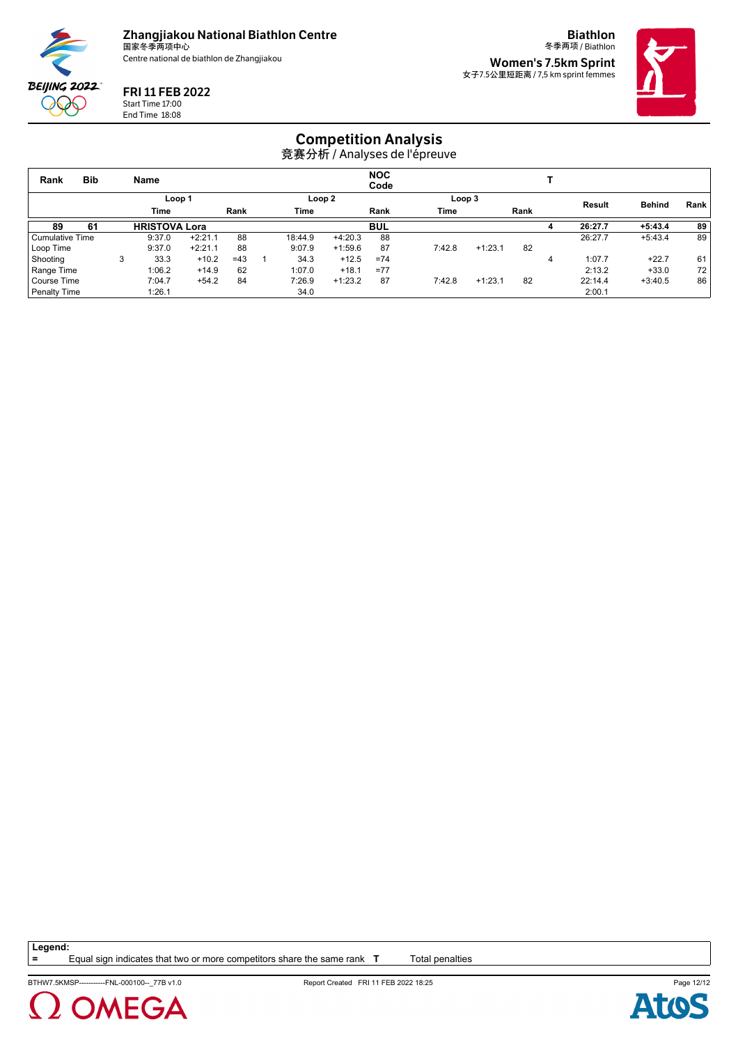Zhangjiakou National Biathlon Centre
国家冬季两项中心
Centre national de biathlon de Zhangjiakou

**FRI 11 FEB 2022**
Start Time 17:00
End Time 18:08

**Biathlon**
冬季两项 / Biathlon

**Women's 7.5km Sprint**
女子7.5公里短距离 / 7,5 km sprint femmes

## Competition Analysis
竞赛分析 / Analyses de l'épreuve

| Rank | Bib | Name | | | | | | | NOC Code | | | | | T | | | |
|---|---|---|---|---|---|---|---|---|---|---|---|---|---|---|---|---|---|
| | | Loop 1 | | | | | Loop 2 | | | | Loop 3 | | | | Result | Behind | Rank |
| | | | Time | | Rank | | Time | | Rank | | Time | | Rank | | | | |
| **89** | **61** | **HRISTOVA Lora** | | | | | | | **BUL** | | | | | **4** | **26:27.7** | **+5:43.4** | **89** |
| Cumulative Time | | | 9:37.0 | +2:21.1 | 88 | | 18:44.9 | +4:20.3 | 88 | | | | | | 26:27.7 | +5:43.4 | 89 |
| Loop Time | | | 9:37.0 | +2:21.1 | 88 | | 9:07.9 | +1:59.6 | 87 | | 7:42.8 | +1:23.1 | 82 | | | | |
| Shooting | | 3 | 33.3 | +10.2 | =43 | 1 | 34.3 | +12.5 | =74 | | | | | 4 | 1:07.7 | +22.7 | 61 |
| Range Time | | | 1:06.2 | +14.9 | 62 | | 1:07.0 | +18.1 | =77 | | | | | | 2:13.2 | +33.0 | 72 |
| Course Time | | | 7:04.7 | +54.2 | 84 | | 7:26.9 | +1:23.2 | 87 | | 7:42.8 | +1:23.1 | 82 | | 22:14.4 | +3:40.5 | 86 |
| Penalty Time | | | 1:26.1 | | | | 34.0 | | | | | | | | 2:00.1 | | |

**Legend:**
= Equal sign indicates that two or more competitors share the same rank **T** Total penalties

BTHW7.5KMSP-----------FNL-000100--_77B v1.0 Report Created FRI 11 FEB 2022 18:25